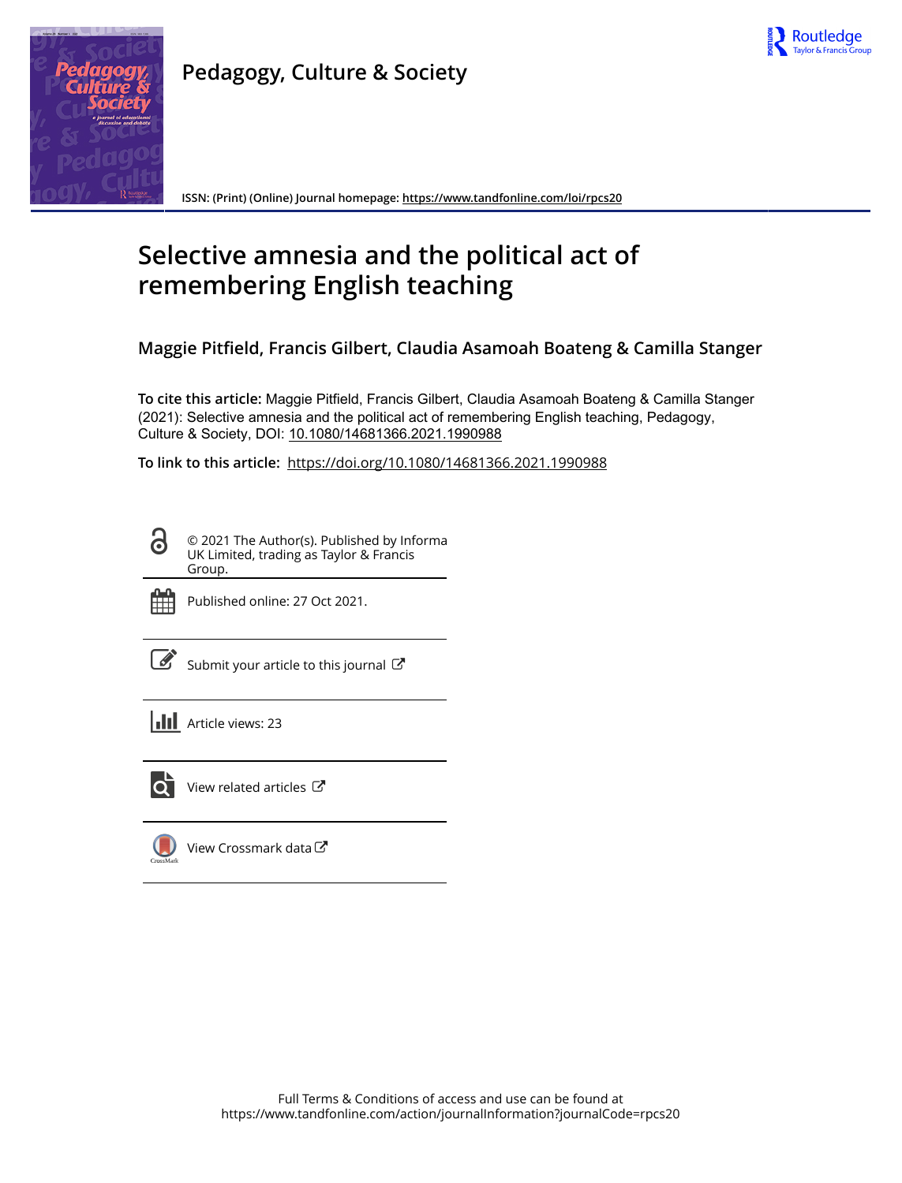Pedagogy, Culture & Society

ISSN: (Print) (Online) Journal homepage: https://www.tandfonline.com/loi/rpcs20

# Selective amnesia and the political act of remembering English teaching

**Maggie Pitfield, Francis Gilbert, Claudia Asamoah Boateng & Camilla Stanger**

**To cite this article:** Maggie Pitfield, Francis Gilbert, Claudia Asamoah Boateng & Camilla Stanger (2021): Selective amnesia and the political act of remembering English teaching, Pedagogy, Culture & Society, DOI: 10.1080/14681366.2021.1990988

**To link to this article:** https://doi.org/10.1080/14681366.2021.1990988

© 2021 The Author(s). Published by Informa UK Limited, trading as Taylor & Francis Group.

Published online: 27 Oct 2021.

Submit your article to this journal

Article views: 23

View related articles

View Crossmark data

Full Terms & Conditions of access and use can be found at https://www.tandfonline.com/action/journalInformation?journalCode=rpcs20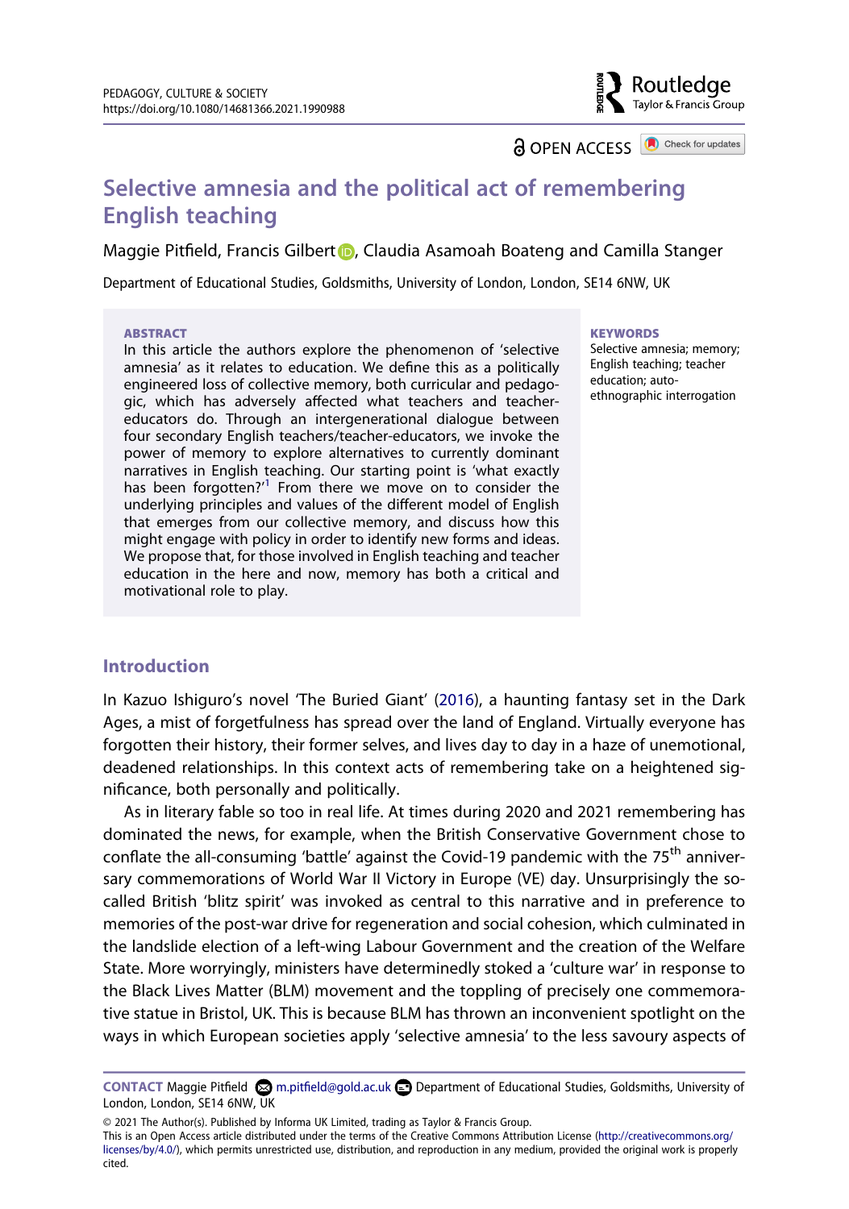# Selective amnesia and the political act of remembering English teaching

Maggie Pitfield, Francis Gilbert, Claudia Asamoah Boateng and Camilla Stanger

Department of Educational Studies, Goldsmiths, University of London, London, SE14 6NW, UK

**ABSTRACT**

In this article the authors explore the phenomenon of 'selective amnesia' as it relates to education. We define this as a politically engineered loss of collective memory, both curricular and pedagogic, which has adversely affected what teachers and teacher-educators do. Through an intergenerational dialogue between four secondary English teachers/teacher-educators, we invoke the power of memory to explore alternatives to currently dominant narratives in English teaching. Our starting point is 'what exactly has been forgotten?'[1] From there we move on to consider the underlying principles and values of the different model of English that emerges from our collective memory, and discuss how this might engage with policy in order to identify new forms and ideas. We propose that, for those involved in English teaching and teacher education in the here and now, memory has both a critical and motivational role to play.

**KEYWORDS**

Selective amnesia; memory; English teaching; teacher education; auto-ethnographic interrogation

## Introduction

In Kazuo Ishiguro's novel 'The Buried Giant' (2016), a haunting fantasy set in the Dark Ages, a mist of forgetfulness has spread over the land of England. Virtually everyone has forgotten their history, their former selves, and lives day to day in a haze of unemotional, deadened relationships. In this context acts of remembering take on a heightened significance, both personally and politically.

As in literary fable so too in real life. At times during 2020 and 2021 remembering has dominated the news, for example, when the British Conservative Government chose to conflate the all-consuming 'battle' against the Covid-19 pandemic with the 75th anniversary commemorations of World War II Victory in Europe (VE) day. Unsurprisingly the so-called British 'blitz spirit' was invoked as central to this narrative and in preference to memories of the post-war drive for regeneration and social cohesion, which culminated in the landslide election of a left-wing Labour Government and the creation of the Welfare State. More worryingly, ministers have determinedly stoked a 'culture war' in response to the Black Lives Matter (BLM) movement and the toppling of precisely one commemorative statue in Bristol, UK. This is because BLM has thrown an inconvenient spotlight on the ways in which European societies apply 'selective amnesia' to the less savoury aspects of

**CONTACT** Maggie Pitfield m.pitfield@gold.ac.uk Department of Educational Studies, Goldsmiths, University of London, London, SE14 6NW, UK

© 2021 The Author(s). Published by Informa UK Limited, trading as Taylor & Francis Group.
This is an Open Access article distributed under the terms of the Creative Commons Attribution License (http://creativecommons.org/licenses/by/4.0/), which permits unrestricted use, distribution, and reproduction in any medium, provided the original work is properly cited.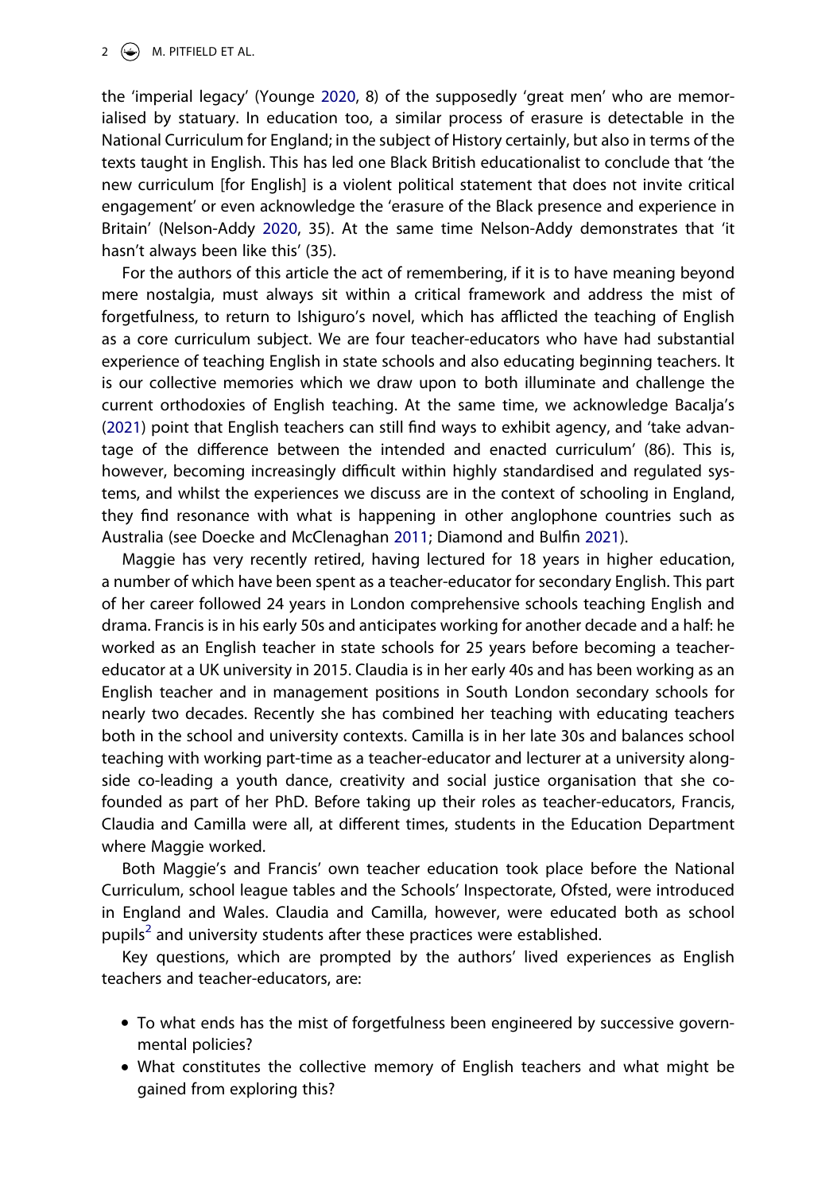the 'imperial legacy' (Younge 2020, 8) of the supposedly 'great men' who are memorialised by statuary. In education too, a similar process of erasure is detectable in the National Curriculum for England; in the subject of History certainly, but also in terms of the texts taught in English. This has led one Black British educationalist to conclude that 'the new curriculum [for English] is a violent political statement that does not invite critical engagement' or even acknowledge the 'erasure of the Black presence and experience in Britain' (Nelson-Addy 2020, 35). At the same time Nelson-Addy demonstrates that 'it hasn't always been like this' (35).

For the authors of this article the act of remembering, if it is to have meaning beyond mere nostalgia, must always sit within a critical framework and address the mist of forgetfulness, to return to Ishiguro's novel, which has afflicted the teaching of English as a core curriculum subject. We are four teacher-educators who have had substantial experience of teaching English in state schools and also educating beginning teachers. It is our collective memories which we draw upon to both illuminate and challenge the current orthodoxies of English teaching. At the same time, we acknowledge Bacalja's (2021) point that English teachers can still find ways to exhibit agency, and 'take advantage of the difference between the intended and enacted curriculum' (86). This is, however, becoming increasingly difficult within highly standardised and regulated systems, and whilst the experiences we discuss are in the context of schooling in England, they find resonance with what is happening in other anglophone countries such as Australia (see Doecke and McClenaghan 2011; Diamond and Bulfin 2021).

Maggie has very recently retired, having lectured for 18 years in higher education, a number of which have been spent as a teacher-educator for secondary English. This part of her career followed 24 years in London comprehensive schools teaching English and drama. Francis is in his early 50s and anticipates working for another decade and a half: he worked as an English teacher in state schools for 25 years before becoming a teacher-educator at a UK university in 2015. Claudia is in her early 40s and has been working as an English teacher and in management positions in South London secondary schools for nearly two decades. Recently she has combined her teaching with educating teachers both in the school and university contexts. Camilla is in her late 30s and balances school teaching with working part-time as a teacher-educator and lecturer at a university alongside co-leading a youth dance, creativity and social justice organisation that she co-founded as part of her PhD. Before taking up their roles as teacher-educators, Francis, Claudia and Camilla were all, at different times, students in the Education Department where Maggie worked.

Both Maggie's and Francis' own teacher education took place before the National Curriculum, school league tables and the Schools' Inspectorate, Ofsted, were introduced in England and Wales. Claudia and Camilla, however, were educated both as school pupils[2] and university students after these practices were established.

Key questions, which are prompted by the authors' lived experiences as English teachers and teacher-educators, are:

- To what ends has the mist of forgetfulness been engineered by successive governmental policies?
- What constitutes the collective memory of English teachers and what might be gained from exploring this?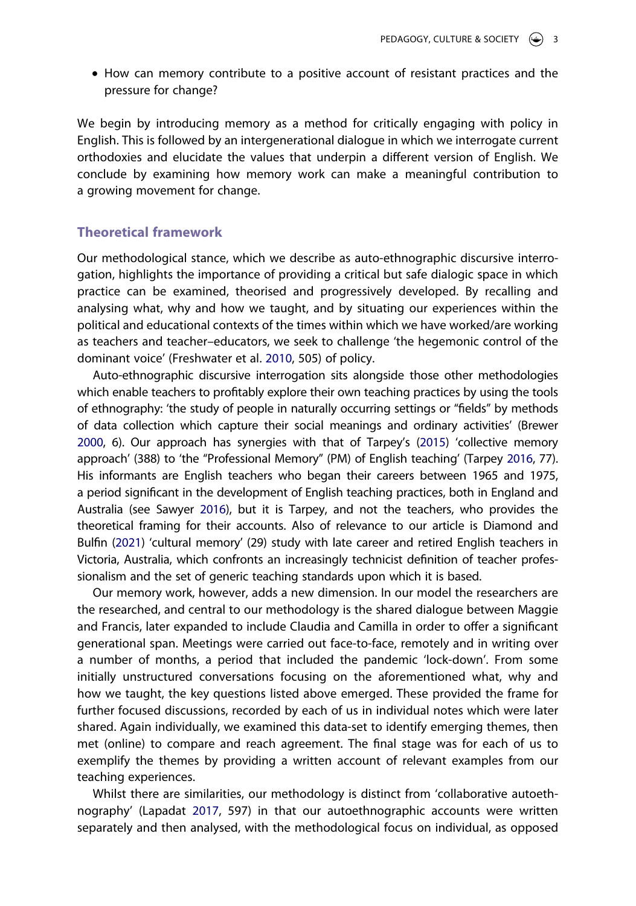- How can memory contribute to a positive account of resistant practices and the pressure for change?

We begin by introducing memory as a method for critically engaging with policy in English. This is followed by an intergenerational dialogue in which we interrogate current orthodoxies and elucidate the values that underpin a different version of English. We conclude by examining how memory work can make a meaningful contribution to a growing movement for change.

## Theoretical framework

Our methodological stance, which we describe as auto-ethnographic discursive interrogation, highlights the importance of providing a critical but safe dialogic space in which practice can be examined, theorised and progressively developed. By recalling and analysing what, why and how we taught, and by situating our experiences within the political and educational contexts of the times within which we have worked/are working as teachers and teacher–educators, we seek to challenge 'the hegemonic control of the dominant voice' (Freshwater et al. 2010, 505) of policy.

Auto-ethnographic discursive interrogation sits alongside those other methodologies which enable teachers to profitably explore their own teaching practices by using the tools of ethnography: 'the study of people in naturally occurring settings or "fields" by methods of data collection which capture their social meanings and ordinary activities' (Brewer 2000, 6). Our approach has synergies with that of Tarpey's (2015) 'collective memory approach' (388) to 'the "Professional Memory" (PM) of English teaching' (Tarpey 2016, 77). His informants are English teachers who began their careers between 1965 and 1975, a period significant in the development of English teaching practices, both in England and Australia (see Sawyer 2016), but it is Tarpey, and not the teachers, who provides the theoretical framing for their accounts. Also of relevance to our article is Diamond and Bulfin (2021) 'cultural memory' (29) study with late career and retired English teachers in Victoria, Australia, which confronts an increasingly technicist definition of teacher professionalism and the set of generic teaching standards upon which it is based.

Our memory work, however, adds a new dimension. In our model the researchers are the researched, and central to our methodology is the shared dialogue between Maggie and Francis, later expanded to include Claudia and Camilla in order to offer a significant generational span. Meetings were carried out face-to-face, remotely and in writing over a number of months, a period that included the pandemic 'lock-down'. From some initially unstructured conversations focusing on the aforementioned what, why and how we taught, the key questions listed above emerged. These provided the frame for further focused discussions, recorded by each of us in individual notes which were later shared. Again individually, we examined this data-set to identify emerging themes, then met (online) to compare and reach agreement. The final stage was for each of us to exemplify the themes by providing a written account of relevant examples from our teaching experiences.

Whilst there are similarities, our methodology is distinct from 'collaborative autoethnography' (Lapadat 2017, 597) in that our autoethnographic accounts were written separately and then analysed, with the methodological focus on individual, as opposed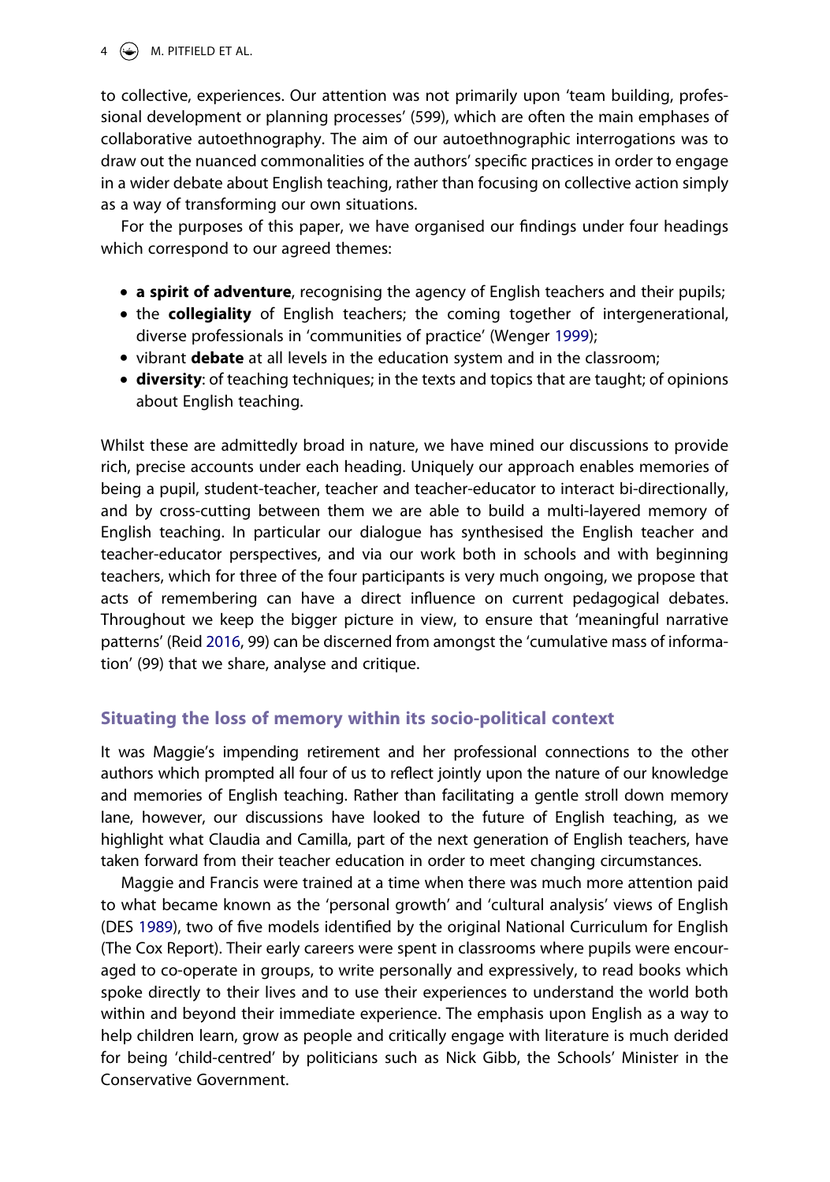to collective, experiences. Our attention was not primarily upon 'team building, professional development or planning processes' (599), which are often the main emphases of collaborative autoethnography. The aim of our autoethnographic interrogations was to draw out the nuanced commonalities of the authors' specific practices in order to engage in a wider debate about English teaching, rather than focusing on collective action simply as a way of transforming our own situations.

For the purposes of this paper, we have organised our findings under four headings which correspond to our agreed themes:

- **a spirit of adventure**, recognising the agency of English teachers and their pupils;
- the **collegiality** of English teachers; the coming together of intergenerational, diverse professionals in 'communities of practice' (Wenger 1999);
- vibrant **debate** at all levels in the education system and in the classroom;
- **diversity**: of teaching techniques; in the texts and topics that are taught; of opinions about English teaching.

Whilst these are admittedly broad in nature, we have mined our discussions to provide rich, precise accounts under each heading. Uniquely our approach enables memories of being a pupil, student-teacher, teacher and teacher-educator to interact bi-directionally, and by cross-cutting between them we are able to build a multi-layered memory of English teaching. In particular our dialogue has synthesised the English teacher and teacher-educator perspectives, and via our work both in schools and with beginning teachers, which for three of the four participants is very much ongoing, we propose that acts of remembering can have a direct influence on current pedagogical debates. Throughout we keep the bigger picture in view, to ensure that 'meaningful narrative patterns' (Reid 2016, 99) can be discerned from amongst the 'cumulative mass of information' (99) that we share, analyse and critique.

## Situating the loss of memory within its socio-political context

It was Maggie's impending retirement and her professional connections to the other authors which prompted all four of us to reflect jointly upon the nature of our knowledge and memories of English teaching. Rather than facilitating a gentle stroll down memory lane, however, our discussions have looked to the future of English teaching, as we highlight what Claudia and Camilla, part of the next generation of English teachers, have taken forward from their teacher education in order to meet changing circumstances.

Maggie and Francis were trained at a time when there was much more attention paid to what became known as the 'personal growth' and 'cultural analysis' views of English (DES 1989), two of five models identified by the original National Curriculum for English (The Cox Report). Their early careers were spent in classrooms where pupils were encouraged to co-operate in groups, to write personally and expressively, to read books which spoke directly to their lives and to use their experiences to understand the world both within and beyond their immediate experience. The emphasis upon English as a way to help children learn, grow as people and critically engage with literature is much derided for being 'child-centred' by politicians such as Nick Gibb, the Schools' Minister in the Conservative Government.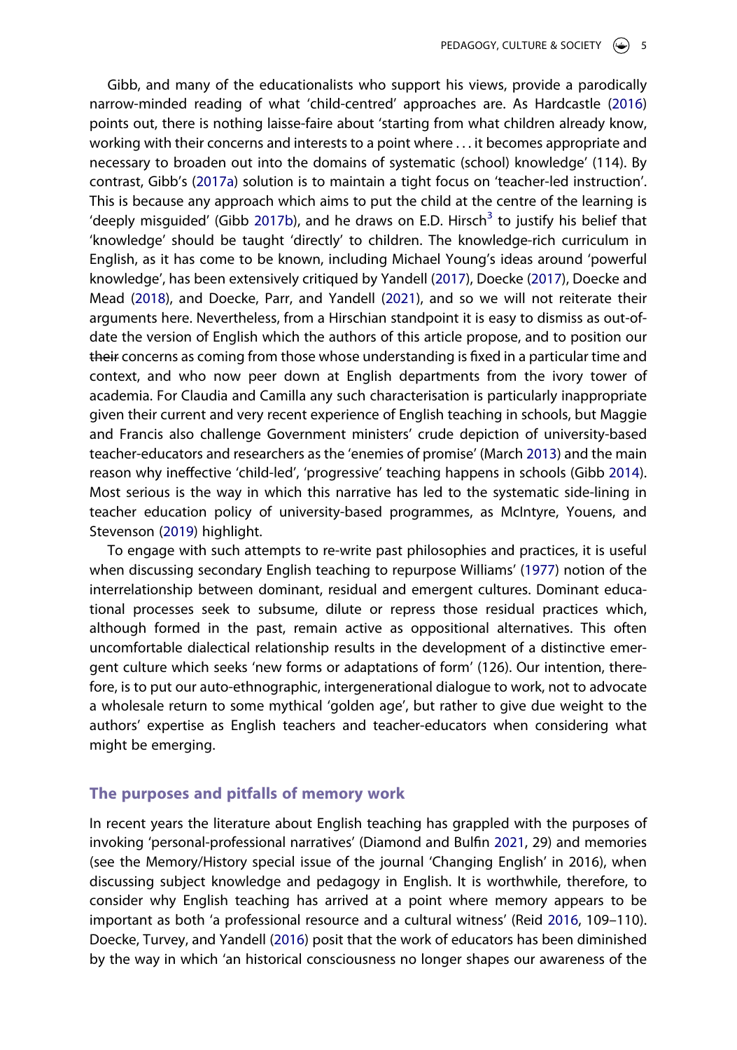Gibb, and many of the educationalists who support his views, provide a parodically narrow-minded reading of what 'child-centred' approaches are. As Hardcastle (2016) points out, there is nothing laisse-faire about 'starting from what children already know, working with their concerns and interests to a point where . . . it becomes appropriate and necessary to broaden out into the domains of systematic (school) knowledge' (114). By contrast, Gibb's (2017a) solution is to maintain a tight focus on 'teacher-led instruction'. This is because any approach which aims to put the child at the centre of the learning is 'deeply misguided' (Gibb 2017b), and he draws on E.D. Hirsch[3] to justify his belief that 'knowledge' should be taught 'directly' to children. The knowledge-rich curriculum in English, as it has come to be known, including Michael Young's ideas around 'powerful knowledge', has been extensively critiqued by Yandell (2017), Doecke (2017), Doecke and Mead (2018), and Doecke, Parr, and Yandell (2021), and so we will not reiterate their arguments here. Nevertheless, from a Hirschian standpoint it is easy to dismiss as out-of-date the version of English which the authors of this article propose, and to position our ~~their~~ concerns as coming from those whose understanding is fixed in a particular time and context, and who now peer down at English departments from the ivory tower of academia. For Claudia and Camilla any such characterisation is particularly inappropriate given their current and very recent experience of English teaching in schools, but Maggie and Francis also challenge Government ministers' crude depiction of university-based teacher-educators and researchers as the 'enemies of promise' (March 2013) and the main reason why ineffective 'child-led', 'progressive' teaching happens in schools (Gibb 2014). Most serious is the way in which this narrative has led to the systematic side-lining in teacher education policy of university-based programmes, as McIntyre, Youens, and Stevenson (2019) highlight.

To engage with such attempts to re-write past philosophies and practices, it is useful when discussing secondary English teaching to repurpose Williams' (1977) notion of the interrelationship between dominant, residual and emergent cultures. Dominant educational processes seek to subsume, dilute or repress those residual practices which, although formed in the past, remain active as oppositional alternatives. This often uncomfortable dialectical relationship results in the development of a distinctive emergent culture which seeks 'new forms or adaptations of form' (126). Our intention, therefore, is to put our auto-ethnographic, intergenerational dialogue to work, not to advocate a wholesale return to some mythical 'golden age', but rather to give due weight to the authors' expertise as English teachers and teacher-educators when considering what might be emerging.

## The purposes and pitfalls of memory work

In recent years the literature about English teaching has grappled with the purposes of invoking 'personal-professional narratives' (Diamond and Bulfin 2021, 29) and memories (see the Memory/History special issue of the journal 'Changing English' in 2016), when discussing subject knowledge and pedagogy in English. It is worthwhile, therefore, to consider why English teaching has arrived at a point where memory appears to be important as both 'a professional resource and a cultural witness' (Reid 2016, 109–110). Doecke, Turvey, and Yandell (2016) posit that the work of educators has been diminished by the way in which 'an historical consciousness no longer shapes our awareness of the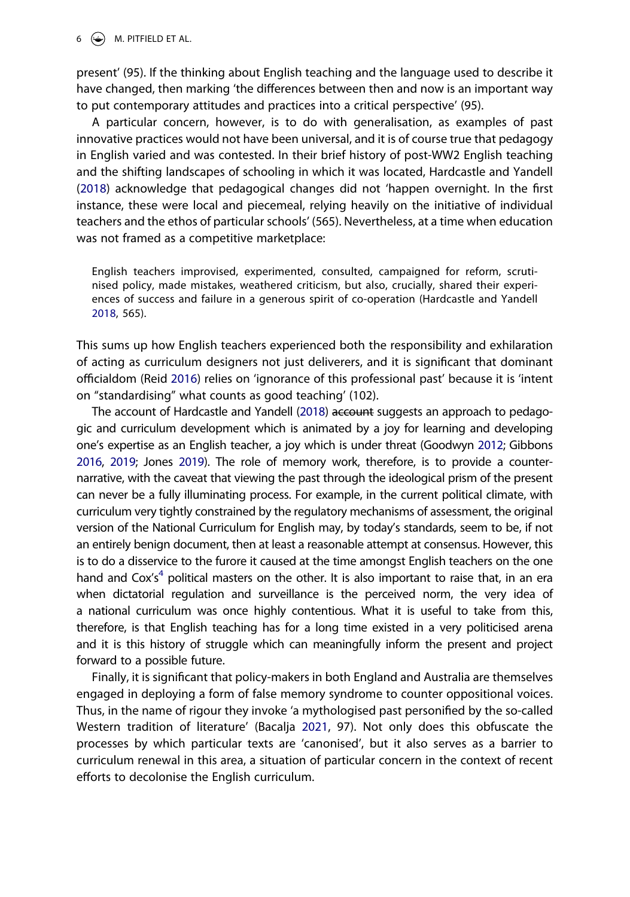present' (95). If the thinking about English teaching and the language used to describe it have changed, then marking 'the differences between then and now is an important way to put contemporary attitudes and practices into a critical perspective' (95).

A particular concern, however, is to do with generalisation, as examples of past innovative practices would not have been universal, and it is of course true that pedagogy in English varied and was contested. In their brief history of post-WW2 English teaching and the shifting landscapes of schooling in which it was located, Hardcastle and Yandell (2018) acknowledge that pedagogical changes did not 'happen overnight. In the first instance, these were local and piecemeal, relying heavily on the initiative of individual teachers and the ethos of particular schools' (565). Nevertheless, at a time when education was not framed as a competitive marketplace:

> English teachers improvised, experimented, consulted, campaigned for reform, scrutinised policy, made mistakes, weathered criticism, but also, crucially, shared their experiences of success and failure in a generous spirit of co-operation (Hardcastle and Yandell 2018, 565).

This sums up how English teachers experienced both the responsibility and exhilaration of acting as curriculum designers not just deliverers, and it is significant that dominant officialdom (Reid 2016) relies on 'ignorance of this professional past' because it is 'intent on "standardising" what counts as good teaching' (102).

The account of Hardcastle and Yandell (2018) ~~account~~ suggests an approach to pedagogic and curriculum development which is animated by a joy for learning and developing one's expertise as an English teacher, a joy which is under threat (Goodwyn 2012; Gibbons 2016, 2019; Jones 2019). The role of memory work, therefore, is to provide a counter-narrative, with the caveat that viewing the past through the ideological prism of the present can never be a fully illuminating process. For example, in the current political climate, with curriculum very tightly constrained by the regulatory mechanisms of assessment, the original version of the National Curriculum for English may, by today's standards, seem to be, if not an entirely benign document, then at least a reasonable attempt at consensus. However, this is to do a disservice to the furore it caused at the time amongst English teachers on the one hand and Cox's[4] political masters on the other. It is also important to raise that, in an era when dictatorial regulation and surveillance is the perceived norm, the very idea of a national curriculum was once highly contentious. What it is useful to take from this, therefore, is that English teaching has for a long time existed in a very politicised arena and it is this history of struggle which can meaningfully inform the present and project forward to a possible future.

Finally, it is significant that policy-makers in both England and Australia are themselves engaged in deploying a form of false memory syndrome to counter oppositional voices. Thus, in the name of rigour they invoke 'a mythologised past personified by the so-called Western tradition of literature' (Bacalja 2021, 97). Not only does this obfuscate the processes by which particular texts are 'canonised', but it also serves as a barrier to curriculum renewal in this area, a situation of particular concern in the context of recent efforts to decolonise the English curriculum.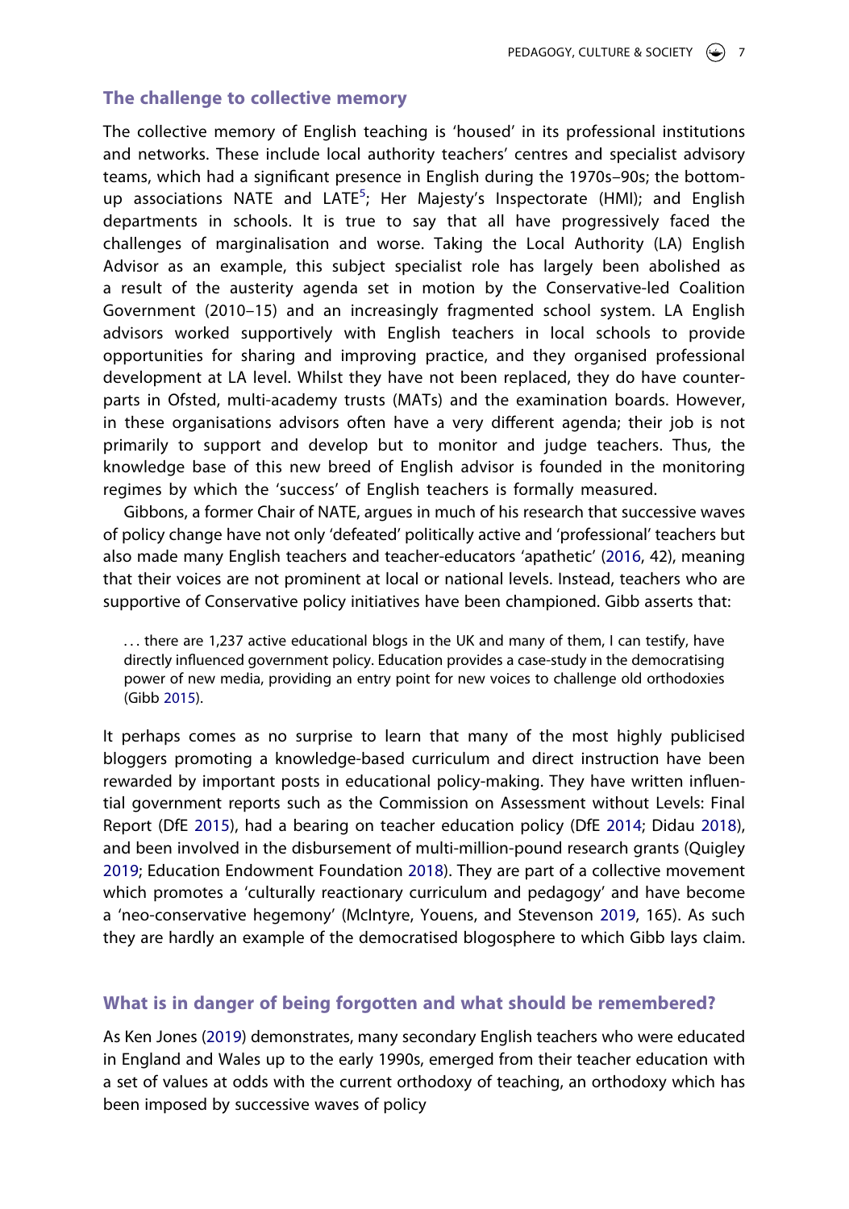## The challenge to collective memory

The collective memory of English teaching is 'housed' in its professional institutions and networks. These include local authority teachers' centres and specialist advisory teams, which had a significant presence in English during the 1970s–90s; the bottom-up associations NATE and LATE[5]; Her Majesty's Inspectorate (HMI); and English departments in schools. It is true to say that all have progressively faced the challenges of marginalisation and worse. Taking the Local Authority (LA) English Advisor as an example, this subject specialist role has largely been abolished as a result of the austerity agenda set in motion by the Conservative-led Coalition Government (2010–15) and an increasingly fragmented school system. LA English advisors worked supportively with English teachers in local schools to provide opportunities for sharing and improving practice, and they organised professional development at LA level. Whilst they have not been replaced, they do have counterparts in Ofsted, multi-academy trusts (MATs) and the examination boards. However, in these organisations advisors often have a very different agenda; their job is not primarily to support and develop but to monitor and judge teachers. Thus, the knowledge base of this new breed of English advisor is founded in the monitoring regimes by which the 'success' of English teachers is formally measured.

Gibbons, a former Chair of NATE, argues in much of his research that successive waves of policy change have not only 'defeated' politically active and 'professional' teachers but also made many English teachers and teacher-educators 'apathetic' (2016, 42), meaning that their voices are not prominent at local or national levels. Instead, teachers who are supportive of Conservative policy initiatives have been championed. Gibb asserts that:

> . . . there are 1,237 active educational blogs in the UK and many of them, I can testify, have directly influenced government policy. Education provides a case-study in the democratising power of new media, providing an entry point for new voices to challenge old orthodoxies (Gibb 2015).

It perhaps comes as no surprise to learn that many of the most highly publicised bloggers promoting a knowledge-based curriculum and direct instruction have been rewarded by important posts in educational policy-making. They have written influential government reports such as the Commission on Assessment without Levels: Final Report (DfE 2015), had a bearing on teacher education policy (DfE 2014; Didau 2018), and been involved in the disbursement of multi-million-pound research grants (Quigley 2019; Education Endowment Foundation 2018). They are part of a collective movement which promotes a 'culturally reactionary curriculum and pedagogy' and have become a 'neo-conservative hegemony' (McIntyre, Youens, and Stevenson 2019, 165). As such they are hardly an example of the democratised blogosphere to which Gibb lays claim.

## What is in danger of being forgotten and what should be remembered?

As Ken Jones (2019) demonstrates, many secondary English teachers who were educated in England and Wales up to the early 1990s, emerged from their teacher education with a set of values at odds with the current orthodoxy of teaching, an orthodoxy which has been imposed by successive waves of policy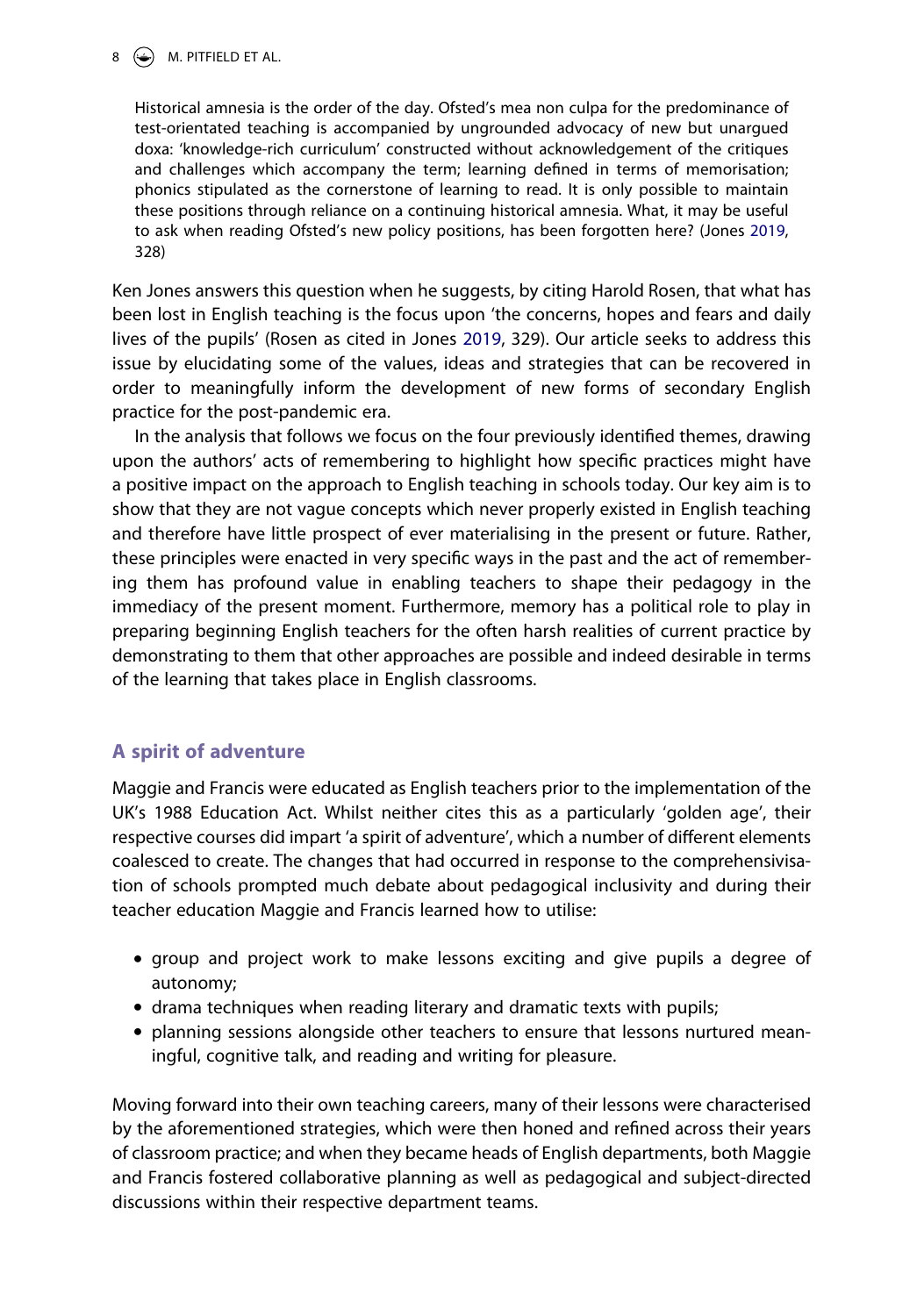> Historical amnesia is the order of the day. Ofsted's mea non culpa for the predominance of test-orientated teaching is accompanied by ungrounded advocacy of new but unargued doxa: 'knowledge-rich curriculum' constructed without acknowledgement of the critiques and challenges which accompany the term; learning defined in terms of memorisation; phonics stipulated as the cornerstone of learning to read. It is only possible to maintain these positions through reliance on a continuing historical amnesia. What, it may be useful to ask when reading Ofsted's new policy positions, has been forgotten here? (Jones 2019, 328)

Ken Jones answers this question when he suggests, by citing Harold Rosen, that what has been lost in English teaching is the focus upon 'the concerns, hopes and fears and daily lives of the pupils' (Rosen as cited in Jones 2019, 329). Our article seeks to address this issue by elucidating some of the values, ideas and strategies that can be recovered in order to meaningfully inform the development of new forms of secondary English practice for the post-pandemic era.

In the analysis that follows we focus on the four previously identified themes, drawing upon the authors' acts of remembering to highlight how specific practices might have a positive impact on the approach to English teaching in schools today. Our key aim is to show that they are not vague concepts which never properly existed in English teaching and therefore have little prospect of ever materialising in the present or future. Rather, these principles were enacted in very specific ways in the past and the act of remembering them has profound value in enabling teachers to shape their pedagogy in the immediacy of the present moment. Furthermore, memory has a political role to play in preparing beginning English teachers for the often harsh realities of current practice by demonstrating to them that other approaches are possible and indeed desirable in terms of the learning that takes place in English classrooms.

## A spirit of adventure

Maggie and Francis were educated as English teachers prior to the implementation of the UK's 1988 Education Act. Whilst neither cites this as a particularly 'golden age', their respective courses did impart 'a spirit of adventure', which a number of different elements coalesced to create. The changes that had occurred in response to the comprehensivisation of schools prompted much debate about pedagogical inclusivity and during their teacher education Maggie and Francis learned how to utilise:

- group and project work to make lessons exciting and give pupils a degree of autonomy;
- drama techniques when reading literary and dramatic texts with pupils;
- planning sessions alongside other teachers to ensure that lessons nurtured meaningful, cognitive talk, and reading and writing for pleasure.

Moving forward into their own teaching careers, many of their lessons were characterised by the aforementioned strategies, which were then honed and refined across their years of classroom practice; and when they became heads of English departments, both Maggie and Francis fostered collaborative planning as well as pedagogical and subject-directed discussions within their respective department teams.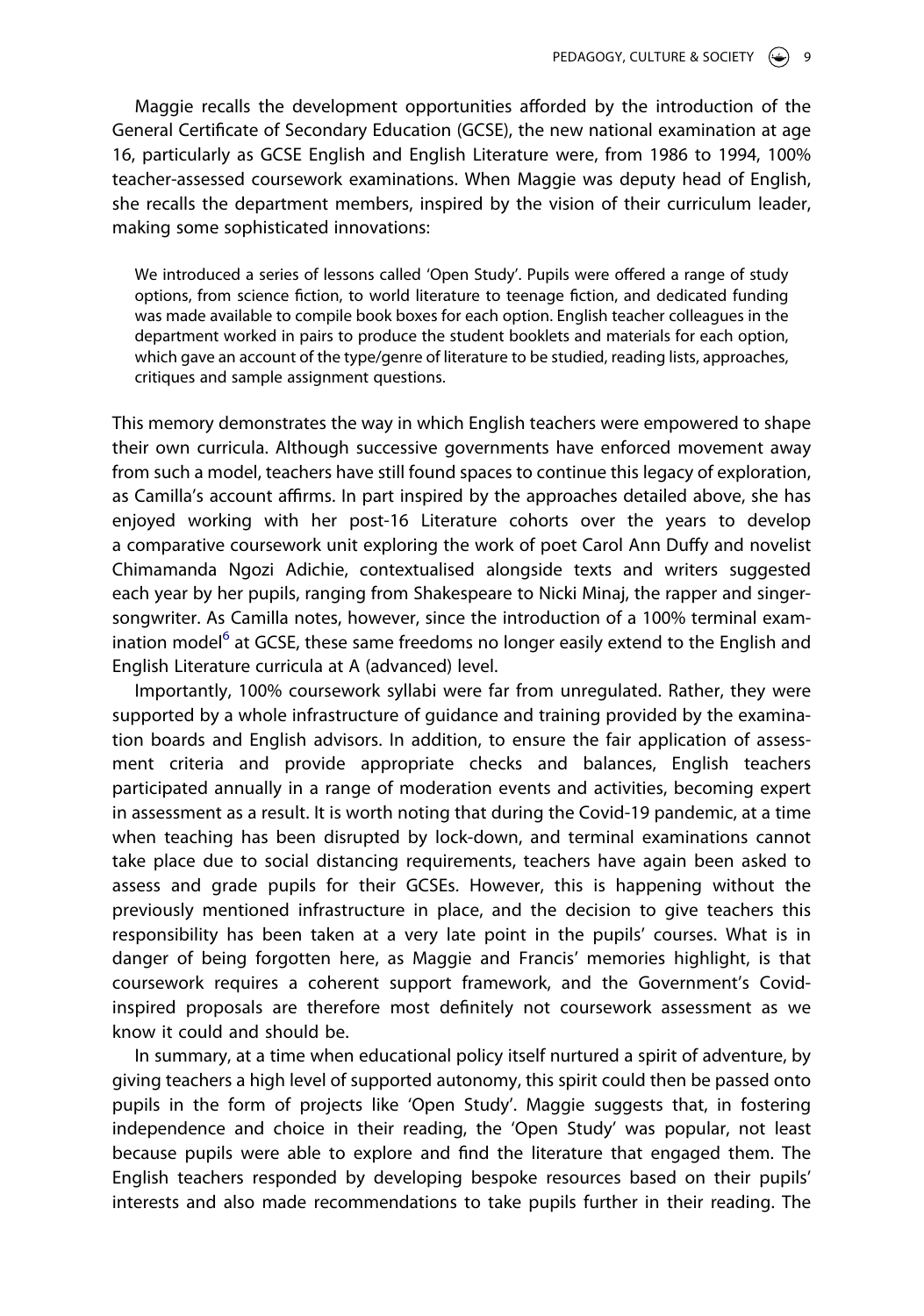Maggie recalls the development opportunities afforded by the introduction of the General Certificate of Secondary Education (GCSE), the new national examination at age 16, particularly as GCSE English and English Literature were, from 1986 to 1994, 100% teacher-assessed coursework examinations. When Maggie was deputy head of English, she recalls the department members, inspired by the vision of their curriculum leader, making some sophisticated innovations:

> We introduced a series of lessons called 'Open Study'. Pupils were offered a range of study options, from science fiction, to world literature to teenage fiction, and dedicated funding was made available to compile book boxes for each option. English teacher colleagues in the department worked in pairs to produce the student booklets and materials for each option, which gave an account of the type/genre of literature to be studied, reading lists, approaches, critiques and sample assignment questions.

This memory demonstrates the way in which English teachers were empowered to shape their own curricula. Although successive governments have enforced movement away from such a model, teachers have still found spaces to continue this legacy of exploration, as Camilla's account affirms. In part inspired by the approaches detailed above, she has enjoyed working with her post-16 Literature cohorts over the years to develop a comparative coursework unit exploring the work of poet Carol Ann Duffy and novelist Chimamanda Ngozi Adichie, contextualised alongside texts and writers suggested each year by her pupils, ranging from Shakespeare to Nicki Minaj, the rapper and singer-songwriter. As Camilla notes, however, since the introduction of a 100% terminal examination model[6] at GCSE, these same freedoms no longer easily extend to the English and English Literature curricula at A (advanced) level.

Importantly, 100% coursework syllabi were far from unregulated. Rather, they were supported by a whole infrastructure of guidance and training provided by the examination boards and English advisors. In addition, to ensure the fair application of assessment criteria and provide appropriate checks and balances, English teachers participated annually in a range of moderation events and activities, becoming expert in assessment as a result. It is worth noting that during the Covid-19 pandemic, at a time when teaching has been disrupted by lock-down, and terminal examinations cannot take place due to social distancing requirements, teachers have again been asked to assess and grade pupils for their GCSEs. However, this is happening without the previously mentioned infrastructure in place, and the decision to give teachers this responsibility has been taken at a very late point in the pupils' courses. What is in danger of being forgotten here, as Maggie and Francis' memories highlight, is that coursework requires a coherent support framework, and the Government's Covid-inspired proposals are therefore most definitely not coursework assessment as we know it could and should be.

In summary, at a time when educational policy itself nurtured a spirit of adventure, by giving teachers a high level of supported autonomy, this spirit could then be passed onto pupils in the form of projects like 'Open Study'. Maggie suggests that, in fostering independence and choice in their reading, the 'Open Study' was popular, not least because pupils were able to explore and find the literature that engaged them. The English teachers responded by developing bespoke resources based on their pupils' interests and also made recommendations to take pupils further in their reading. The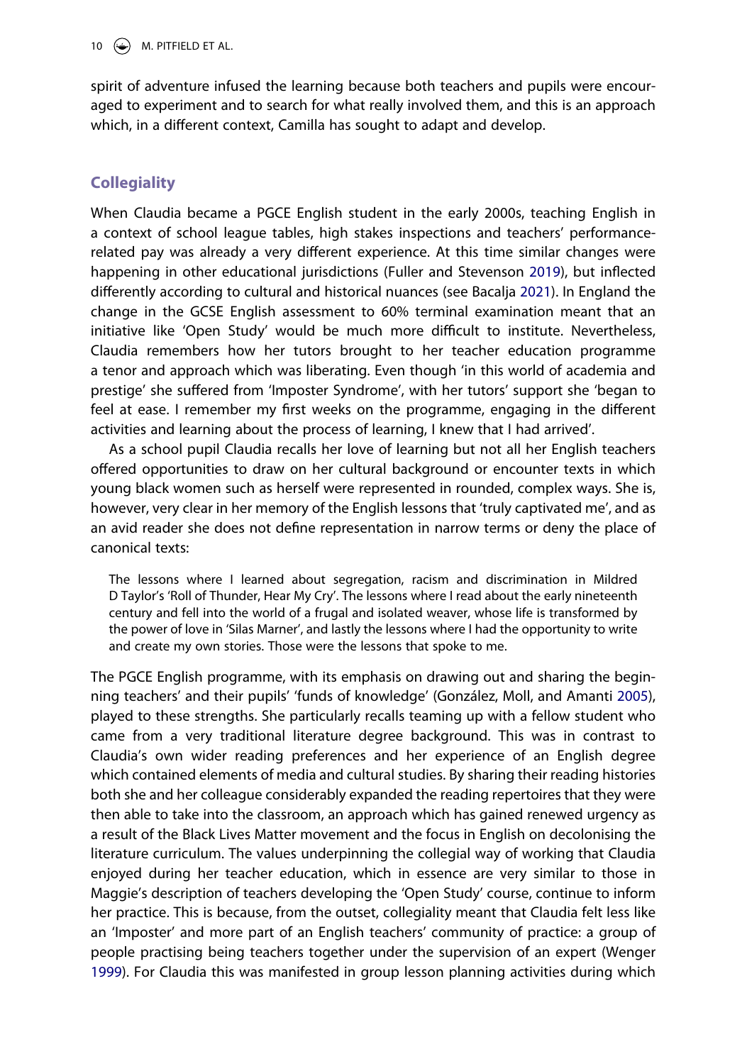spirit of adventure infused the learning because both teachers and pupils were encouraged to experiment and to search for what really involved them, and this is an approach which, in a different context, Camilla has sought to adapt and develop.

## Collegiality

When Claudia became a PGCE English student in the early 2000s, teaching English in a context of school league tables, high stakes inspections and teachers' performance-related pay was already a very different experience. At this time similar changes were happening in other educational jurisdictions (Fuller and Stevenson 2019), but inflected differently according to cultural and historical nuances (see Bacalja 2021). In England the change in the GCSE English assessment to 60% terminal examination meant that an initiative like 'Open Study' would be much more difficult to institute. Nevertheless, Claudia remembers how her tutors brought to her teacher education programme a tenor and approach which was liberating. Even though 'in this world of academia and prestige' she suffered from 'Imposter Syndrome', with her tutors' support she 'began to feel at ease. I remember my first weeks on the programme, engaging in the different activities and learning about the process of learning, I knew that I had arrived'.

As a school pupil Claudia recalls her love of learning but not all her English teachers offered opportunities to draw on her cultural background or encounter texts in which young black women such as herself were represented in rounded, complex ways. She is, however, very clear in her memory of the English lessons that 'truly captivated me', and as an avid reader she does not define representation in narrow terms or deny the place of canonical texts:

> The lessons where I learned about segregation, racism and discrimination in Mildred D Taylor's 'Roll of Thunder, Hear My Cry'. The lessons where I read about the early nineteenth century and fell into the world of a frugal and isolated weaver, whose life is transformed by the power of love in 'Silas Marner', and lastly the lessons where I had the opportunity to write and create my own stories. Those were the lessons that spoke to me.

The PGCE English programme, with its emphasis on drawing out and sharing the beginning teachers' and their pupils' 'funds of knowledge' (González, Moll, and Amanti 2005), played to these strengths. She particularly recalls teaming up with a fellow student who came from a very traditional literature degree background. This was in contrast to Claudia's own wider reading preferences and her experience of an English degree which contained elements of media and cultural studies. By sharing their reading histories both she and her colleague considerably expanded the reading repertoires that they were then able to take into the classroom, an approach which has gained renewed urgency as a result of the Black Lives Matter movement and the focus in English on decolonising the literature curriculum. The values underpinning the collegial way of working that Claudia enjoyed during her teacher education, which in essence are very similar to those in Maggie's description of teachers developing the 'Open Study' course, continue to inform her practice. This is because, from the outset, collegiality meant that Claudia felt less like an 'Imposter' and more part of an English teachers' community of practice: a group of people practising being teachers together under the supervision of an expert (Wenger 1999). For Claudia this was manifested in group lesson planning activities during which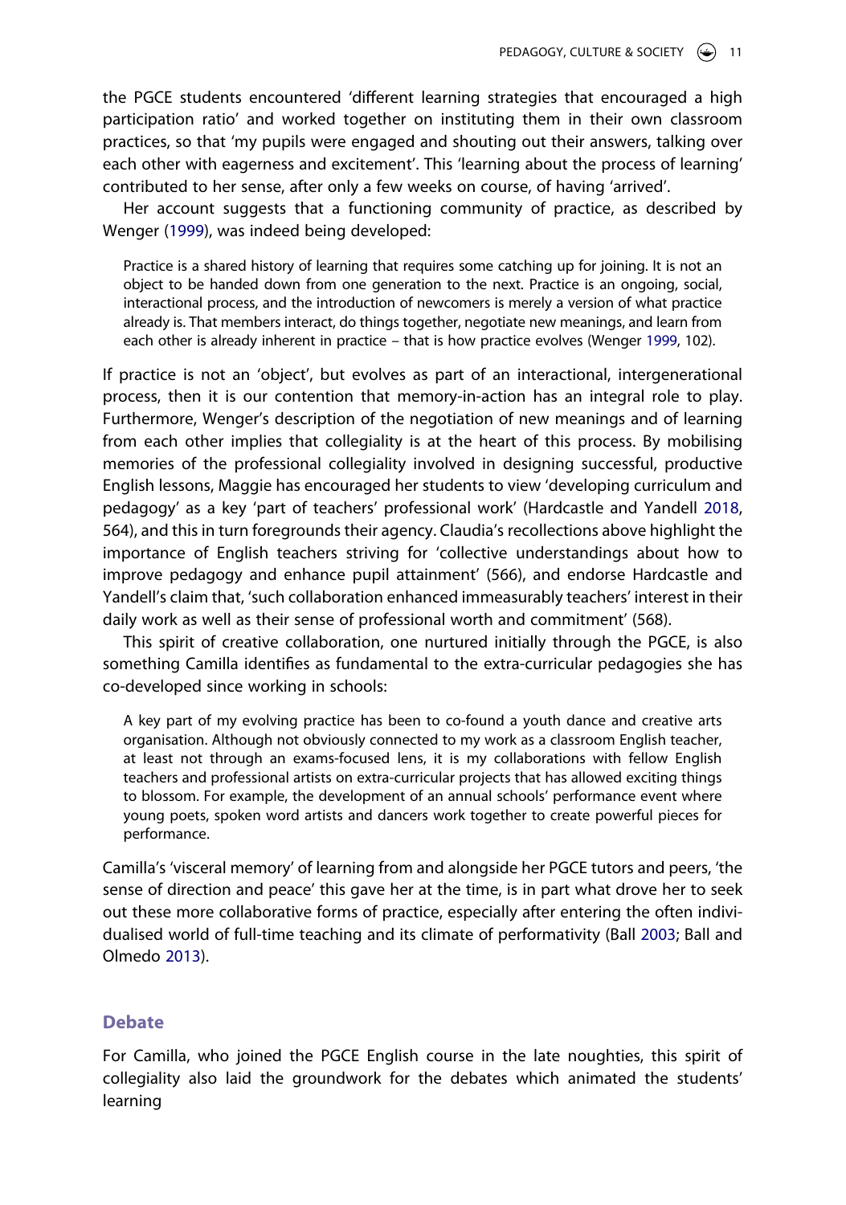the PGCE students encountered 'different learning strategies that encouraged a high participation ratio' and worked together on instituting them in their own classroom practices, so that 'my pupils were engaged and shouting out their answers, talking over each other with eagerness and excitement'. This 'learning about the process of learning' contributed to her sense, after only a few weeks on course, of having 'arrived'.

Her account suggests that a functioning community of practice, as described by Wenger (1999), was indeed being developed:

> Practice is a shared history of learning that requires some catching up for joining. It is not an object to be handed down from one generation to the next. Practice is an ongoing, social, interactional process, and the introduction of newcomers is merely a version of what practice already is. That members interact, do things together, negotiate new meanings, and learn from each other is already inherent in practice – that is how practice evolves (Wenger 1999, 102).

If practice is not an 'object', but evolves as part of an interactional, intergenerational process, then it is our contention that memory-in-action has an integral role to play. Furthermore, Wenger's description of the negotiation of new meanings and of learning from each other implies that collegiality is at the heart of this process. By mobilising memories of the professional collegiality involved in designing successful, productive English lessons, Maggie has encouraged her students to view 'developing curriculum and pedagogy' as a key 'part of teachers' professional work' (Hardcastle and Yandell 2018, 564), and this in turn foregrounds their agency. Claudia's recollections above highlight the importance of English teachers striving for 'collective understandings about how to improve pedagogy and enhance pupil attainment' (566), and endorse Hardcastle and Yandell's claim that, 'such collaboration enhanced immeasurably teachers' interest in their daily work as well as their sense of professional worth and commitment' (568).

This spirit of creative collaboration, one nurtured initially through the PGCE, is also something Camilla identifies as fundamental to the extra-curricular pedagogies she has co-developed since working in schools:

> A key part of my evolving practice has been to co-found a youth dance and creative arts organisation. Although not obviously connected to my work as a classroom English teacher, at least not through an exams-focused lens, it is my collaborations with fellow English teachers and professional artists on extra-curricular projects that has allowed exciting things to blossom. For example, the development of an annual schools' performance event where young poets, spoken word artists and dancers work together to create powerful pieces for performance.

Camilla's 'visceral memory' of learning from and alongside her PGCE tutors and peers, 'the sense of direction and peace' this gave her at the time, is in part what drove her to seek out these more collaborative forms of practice, especially after entering the often individualised world of full-time teaching and its climate of performativity (Ball 2003; Ball and Olmedo 2013).

## Debate

For Camilla, who joined the PGCE English course in the late noughties, this spirit of collegiality also laid the groundwork for the debates which animated the students' learning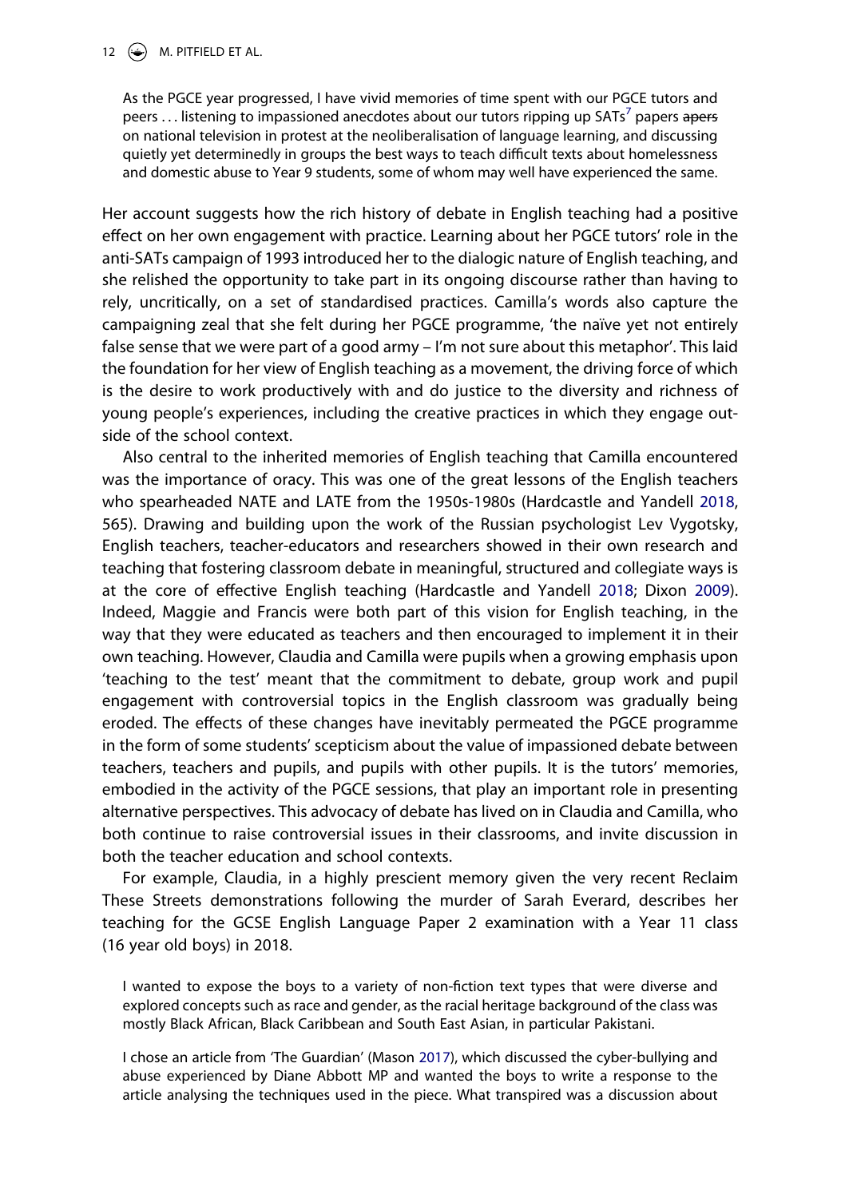As the PGCE year progressed, I have vivid memories of time spent with our PGCE tutors and peers … listening to impassioned anecdotes about our tutors ripping up SATs[7] papers ~~apers~~ on national television in protest at the neoliberalisation of language learning, and discussing quietly yet determinedly in groups the best ways to teach difficult texts about homelessness and domestic abuse to Year 9 students, some of whom may well have experienced the same.

Her account suggests how the rich history of debate in English teaching had a positive effect on her own engagement with practice. Learning about her PGCE tutors' role in the anti-SATs campaign of 1993 introduced her to the dialogic nature of English teaching, and she relished the opportunity to take part in its ongoing discourse rather than having to rely, uncritically, on a set of standardised practices. Camilla's words also capture the campaigning zeal that she felt during her PGCE programme, 'the naïve yet not entirely false sense that we were part of a good army – I'm not sure about this metaphor'. This laid the foundation for her view of English teaching as a movement, the driving force of which is the desire to work productively with and do justice to the diversity and richness of young people's experiences, including the creative practices in which they engage outside of the school context.

Also central to the inherited memories of English teaching that Camilla encountered was the importance of oracy. This was one of the great lessons of the English teachers who spearheaded NATE and LATE from the 1950s-1980s (Hardcastle and Yandell 2018, 565). Drawing and building upon the work of the Russian psychologist Lev Vygotsky, English teachers, teacher-educators and researchers showed in their own research and teaching that fostering classroom debate in meaningful, structured and collegiate ways is at the core of effective English teaching (Hardcastle and Yandell 2018; Dixon 2009). Indeed, Maggie and Francis were both part of this vision for English teaching, in the way that they were educated as teachers and then encouraged to implement it in their own teaching. However, Claudia and Camilla were pupils when a growing emphasis upon 'teaching to the test' meant that the commitment to debate, group work and pupil engagement with controversial topics in the English classroom was gradually being eroded. The effects of these changes have inevitably permeated the PGCE programme in the form of some students' scepticism about the value of impassioned debate between teachers, teachers and pupils, and pupils with other pupils. It is the tutors' memories, embodied in the activity of the PGCE sessions, that play an important role in presenting alternative perspectives. This advocacy of debate has lived on in Claudia and Camilla, who both continue to raise controversial issues in their classrooms, and invite discussion in both the teacher education and school contexts.

For example, Claudia, in a highly prescient memory given the very recent Reclaim These Streets demonstrations following the murder of Sarah Everard, describes her teaching for the GCSE English Language Paper 2 examination with a Year 11 class (16 year old boys) in 2018.

> I wanted to expose the boys to a variety of non-fiction text types that were diverse and explored concepts such as race and gender, as the racial heritage background of the class was mostly Black African, Black Caribbean and South East Asian, in particular Pakistani.
>
> I chose an article from 'The Guardian' (Mason 2017), which discussed the cyber-bullying and abuse experienced by Diane Abbott MP and wanted the boys to write a response to the article analysing the techniques used in the piece. What transpired was a discussion about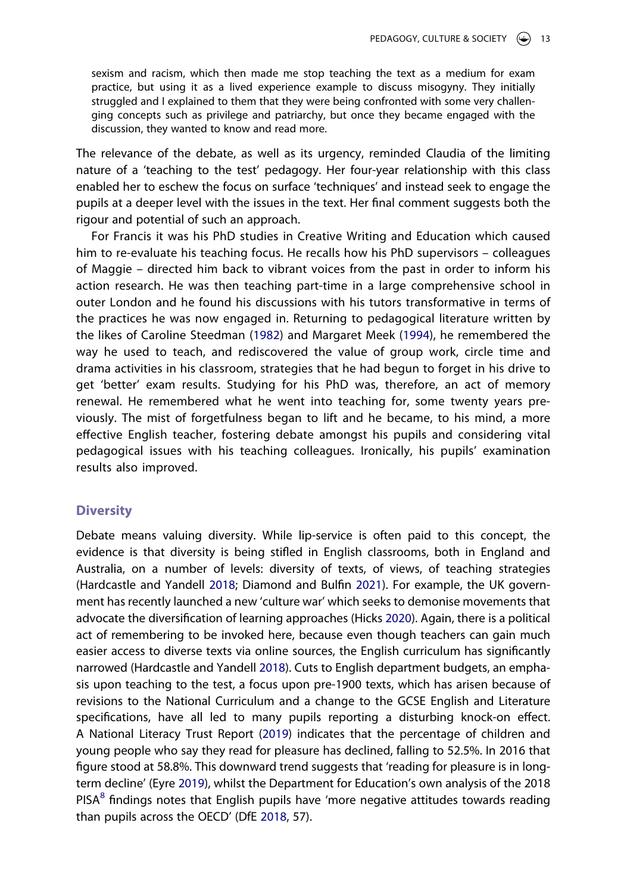> sexism and racism, which then made me stop teaching the text as a medium for exam practice, but using it as a lived experience example to discuss misogyny. They initially struggled and I explained to them that they were being confronted with some very challenging concepts such as privilege and patriarchy, but once they became engaged with the discussion, they wanted to know and read more.

The relevance of the debate, as well as its urgency, reminded Claudia of the limiting nature of a 'teaching to the test' pedagogy. Her four-year relationship with this class enabled her to eschew the focus on surface 'techniques' and instead seek to engage the pupils at a deeper level with the issues in the text. Her final comment suggests both the rigour and potential of such an approach.

For Francis it was his PhD studies in Creative Writing and Education which caused him to re-evaluate his teaching focus. He recalls how his PhD supervisors – colleagues of Maggie – directed him back to vibrant voices from the past in order to inform his action research. He was then teaching part-time in a large comprehensive school in outer London and he found his discussions with his tutors transformative in terms of the practices he was now engaged in. Returning to pedagogical literature written by the likes of Caroline Steedman (1982) and Margaret Meek (1994), he remembered the way he used to teach, and rediscovered the value of group work, circle time and drama activities in his classroom, strategies that he had begun to forget in his drive to get 'better' exam results. Studying for his PhD was, therefore, an act of memory renewal. He remembered what he went into teaching for, some twenty years previously. The mist of forgetfulness began to lift and he became, to his mind, a more effective English teacher, fostering debate amongst his pupils and considering vital pedagogical issues with his teaching colleagues. Ironically, his pupils' examination results also improved.

## Diversity

Debate means valuing diversity. While lip-service is often paid to this concept, the evidence is that diversity is being stifled in English classrooms, both in England and Australia, on a number of levels: diversity of texts, of views, of teaching strategies (Hardcastle and Yandell 2018; Diamond and Bulfin 2021). For example, the UK government has recently launched a new 'culture war' which seeks to demonise movements that advocate the diversification of learning approaches (Hicks 2020). Again, there is a political act of remembering to be invoked here, because even though teachers can gain much easier access to diverse texts via online sources, the English curriculum has significantly narrowed (Hardcastle and Yandell 2018). Cuts to English department budgets, an emphasis upon teaching to the test, a focus upon pre-1900 texts, which has arisen because of revisions to the National Curriculum and a change to the GCSE English and Literature specifications, have all led to many pupils reporting a disturbing knock-on effect. A National Literacy Trust Report (2019) indicates that the percentage of children and young people who say they read for pleasure has declined, falling to 52.5%. In 2016 that figure stood at 58.8%. This downward trend suggests that 'reading for pleasure is in long-term decline' (Eyre 2019), whilst the Department for Education's own analysis of the 2018 PISA[8] findings notes that English pupils have 'more negative attitudes towards reading than pupils across the OECD' (DfE 2018, 57).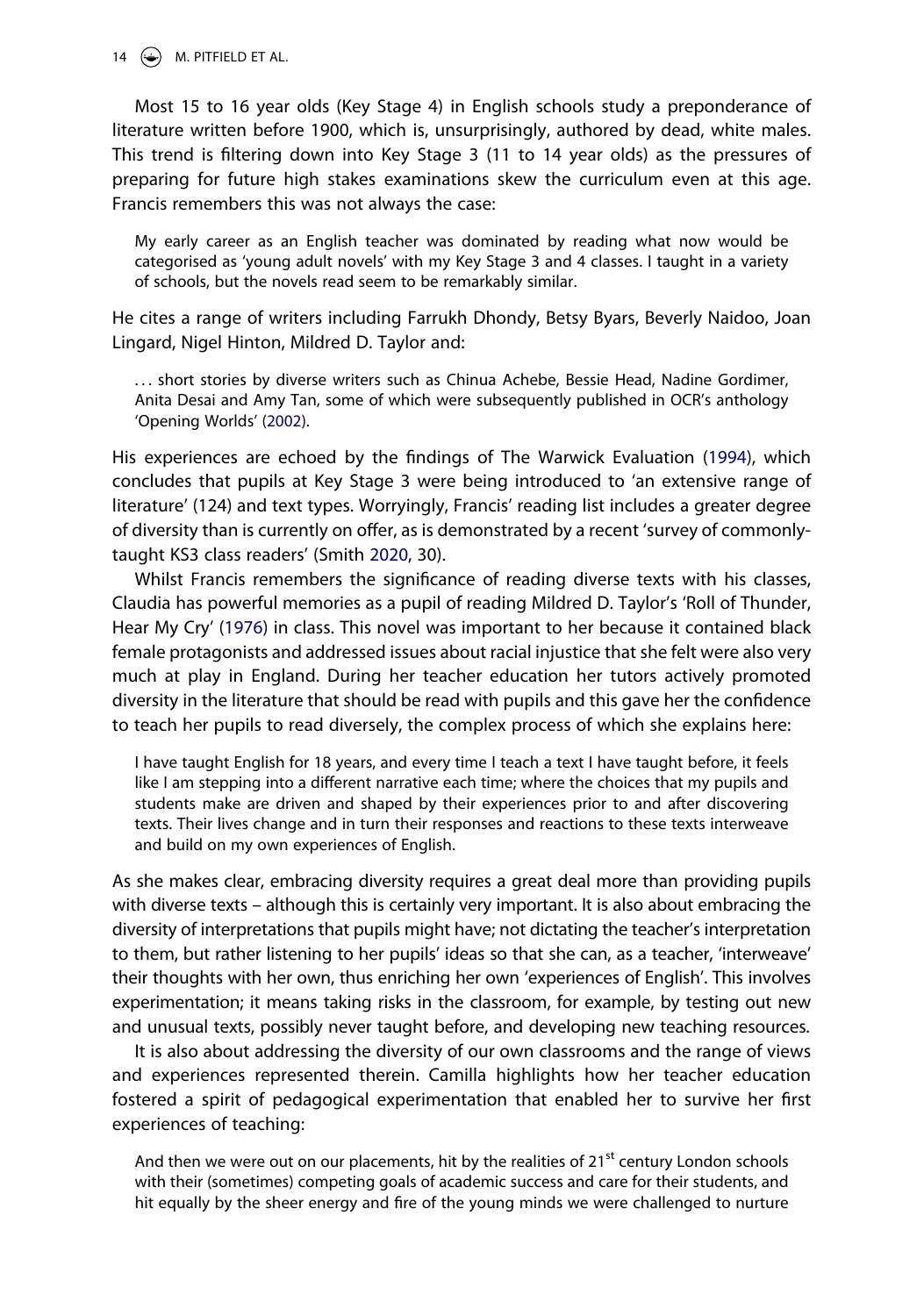Most 15 to 16 year olds (Key Stage 4) in English schools study a preponderance of literature written before 1900, which is, unsurprisingly, authored by dead, white males. This trend is filtering down into Key Stage 3 (11 to 14 year olds) as the pressures of preparing for future high stakes examinations skew the curriculum even at this age. Francis remembers this was not always the case:

> My early career as an English teacher was dominated by reading what now would be categorised as 'young adult novels' with my Key Stage 3 and 4 classes. I taught in a variety of schools, but the novels read seem to be remarkably similar.

He cites a range of writers including Farrukh Dhondy, Betsy Byars, Beverly Naidoo, Joan Lingard, Nigel Hinton, Mildred D. Taylor and:

> . . . short stories by diverse writers such as Chinua Achebe, Bessie Head, Nadine Gordimer, Anita Desai and Amy Tan, some of which were subsequently published in OCR's anthology 'Opening Worlds' (2002).

His experiences are echoed by the findings of The Warwick Evaluation (1994), which concludes that pupils at Key Stage 3 were being introduced to 'an extensive range of literature' (124) and text types. Worryingly, Francis' reading list includes a greater degree of diversity than is currently on offer, as is demonstrated by a recent 'survey of commonly-taught KS3 class readers' (Smith 2020, 30).

Whilst Francis remembers the significance of reading diverse texts with his classes, Claudia has powerful memories as a pupil of reading Mildred D. Taylor's 'Roll of Thunder, Hear My Cry' (1976) in class. This novel was important to her because it contained black female protagonists and addressed issues about racial injustice that she felt were also very much at play in England. During her teacher education her tutors actively promoted diversity in the literature that should be read with pupils and this gave her the confidence to teach her pupils to read diversely, the complex process of which she explains here:

> I have taught English for 18 years, and every time I teach a text I have taught before, it feels like I am stepping into a different narrative each time; where the choices that my pupils and students make are driven and shaped by their experiences prior to and after discovering texts. Their lives change and in turn their responses and reactions to these texts interweave and build on my own experiences of English.

As she makes clear, embracing diversity requires a great deal more than providing pupils with diverse texts – although this is certainly very important. It is also about embracing the diversity of interpretations that pupils might have; not dictating the teacher's interpretation to them, but rather listening to her pupils' ideas so that she can, as a teacher, 'interweave' their thoughts with her own, thus enriching her own 'experiences of English'. This involves experimentation; it means taking risks in the classroom, for example, by testing out new and unusual texts, possibly never taught before, and developing new teaching resources.

It is also about addressing the diversity of our own classrooms and the range of views and experiences represented therein. Camilla highlights how her teacher education fostered a spirit of pedagogical experimentation that enabled her to survive her first experiences of teaching:

> And then we were out on our placements, hit by the realities of 21st century London schools with their (sometimes) competing goals of academic success and care for their students, and hit equally by the sheer energy and fire of the young minds we were challenged to nurture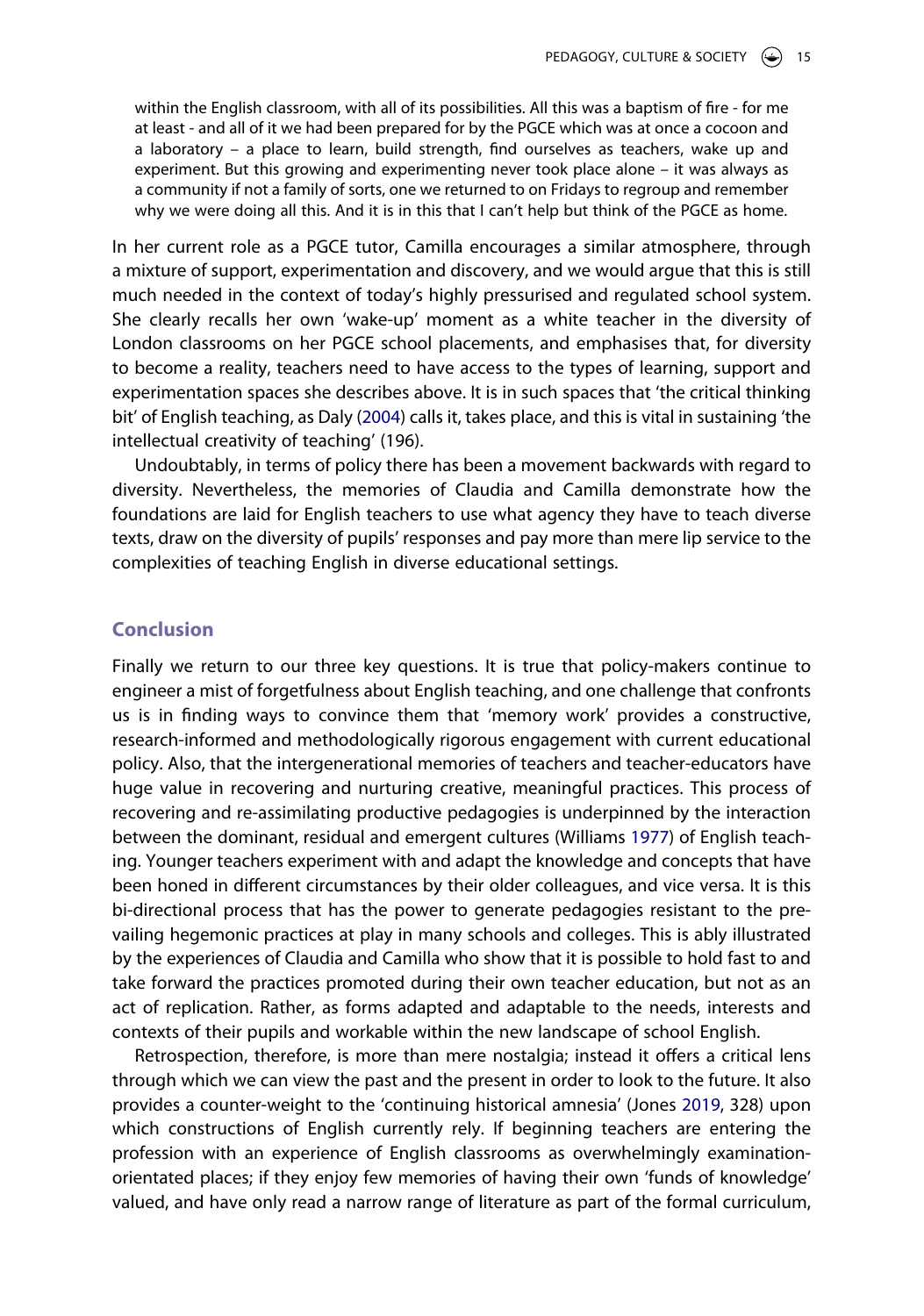> within the English classroom, with all of its possibilities. All this was a baptism of fire - for me at least - and all of it we had been prepared for by the PGCE which was at once a cocoon and a laboratory – a place to learn, build strength, find ourselves as teachers, wake up and experiment. But this growing and experimenting never took place alone – it was always as a community if not a family of sorts, one we returned to on Fridays to regroup and remember why we were doing all this. And it is in this that I can't help but think of the PGCE as home.

In her current role as a PGCE tutor, Camilla encourages a similar atmosphere, through a mixture of support, experimentation and discovery, and we would argue that this is still much needed in the context of today's highly pressurised and regulated school system. She clearly recalls her own 'wake-up' moment as a white teacher in the diversity of London classrooms on her PGCE school placements, and emphasises that, for diversity to become a reality, teachers need to have access to the types of learning, support and experimentation spaces she describes above. It is in such spaces that 'the critical thinking bit' of English teaching, as Daly (2004) calls it, takes place, and this is vital in sustaining 'the intellectual creativity of teaching' (196).

Undoubtably, in terms of policy there has been a movement backwards with regard to diversity. Nevertheless, the memories of Claudia and Camilla demonstrate how the foundations are laid for English teachers to use what agency they have to teach diverse texts, draw on the diversity of pupils' responses and pay more than mere lip service to the complexities of teaching English in diverse educational settings.

## Conclusion

Finally we return to our three key questions. It is true that policy-makers continue to engineer a mist of forgetfulness about English teaching, and one challenge that confronts us is in finding ways to convince them that 'memory work' provides a constructive, research-informed and methodologically rigorous engagement with current educational policy. Also, that the intergenerational memories of teachers and teacher-educators have huge value in recovering and nurturing creative, meaningful practices. This process of recovering and re-assimilating productive pedagogies is underpinned by the interaction between the dominant, residual and emergent cultures (Williams 1977) of English teaching. Younger teachers experiment with and adapt the knowledge and concepts that have been honed in different circumstances by their older colleagues, and vice versa. It is this bi-directional process that has the power to generate pedagogies resistant to the prevailing hegemonic practices at play in many schools and colleges. This is ably illustrated by the experiences of Claudia and Camilla who show that it is possible to hold fast to and take forward the practices promoted during their own teacher education, but not as an act of replication. Rather, as forms adapted and adaptable to the needs, interests and contexts of their pupils and workable within the new landscape of school English.

Retrospection, therefore, is more than mere nostalgia; instead it offers a critical lens through which we can view the past and the present in order to look to the future. It also provides a counter-weight to the 'continuing historical amnesia' (Jones 2019, 328) upon which constructions of English currently rely. If beginning teachers are entering the profession with an experience of English classrooms as overwhelmingly examination-orientated places; if they enjoy few memories of having their own 'funds of knowledge' valued, and have only read a narrow range of literature as part of the formal curriculum,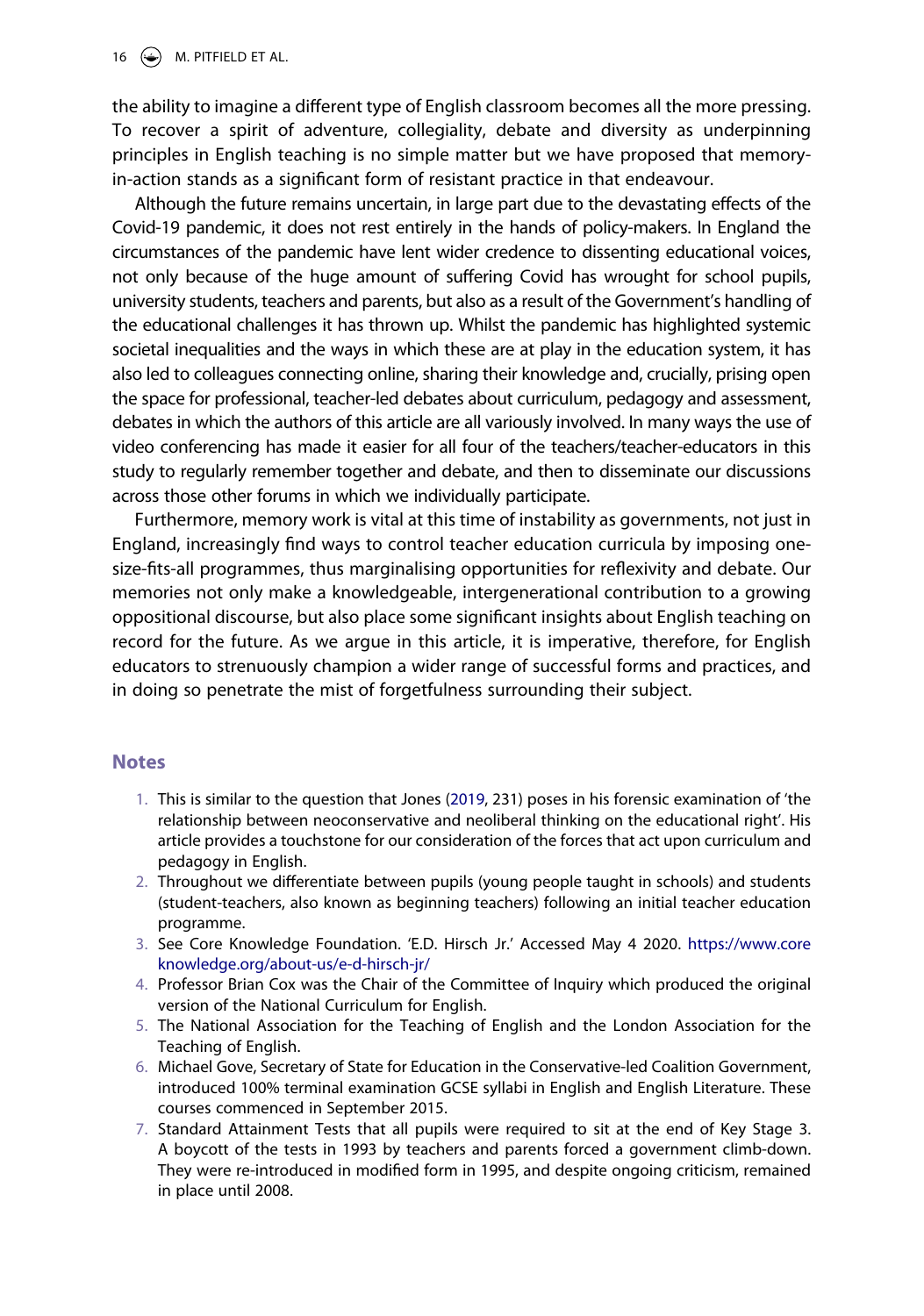the ability to imagine a different type of English classroom becomes all the more pressing. To recover a spirit of adventure, collegiality, debate and diversity as underpinning principles in English teaching is no simple matter but we have proposed that memory-in-action stands as a significant form of resistant practice in that endeavour.

Although the future remains uncertain, in large part due to the devastating effects of the Covid-19 pandemic, it does not rest entirely in the hands of policy-makers. In England the circumstances of the pandemic have lent wider credence to dissenting educational voices, not only because of the huge amount of suffering Covid has wrought for school pupils, university students, teachers and parents, but also as a result of the Government's handling of the educational challenges it has thrown up. Whilst the pandemic has highlighted systemic societal inequalities and the ways in which these are at play in the education system, it has also led to colleagues connecting online, sharing their knowledge and, crucially, prising open the space for professional, teacher-led debates about curriculum, pedagogy and assessment, debates in which the authors of this article are all variously involved. In many ways the use of video conferencing has made it easier for all four of the teachers/teacher-educators in this study to regularly remember together and debate, and then to disseminate our discussions across those other forums in which we individually participate.

Furthermore, memory work is vital at this time of instability as governments, not just in England, increasingly find ways to control teacher education curricula by imposing one-size-fits-all programmes, thus marginalising opportunities for reflexivity and debate. Our memories not only make a knowledgeable, intergenerational contribution to a growing oppositional discourse, but also place some significant insights about English teaching on record for the future. As we argue in this article, it is imperative, therefore, for English educators to strenuously champion a wider range of successful forms and practices, and in doing so penetrate the mist of forgetfulness surrounding their subject.

## Notes

1. This is similar to the question that Jones (2019, 231) poses in his forensic examination of 'the relationship between neoconservative and neoliberal thinking on the educational right'. His article provides a touchstone for our consideration of the forces that act upon curriculum and pedagogy in English.
2. Throughout we differentiate between pupils (young people taught in schools) and students (student-teachers, also known as beginning teachers) following an initial teacher education programme.
3. See Core Knowledge Foundation. 'E.D. Hirsch Jr.' Accessed May 4 2020. https://www.coreknowledge.org/about-us/e-d-hirsch-jr/
4. Professor Brian Cox was the Chair of the Committee of Inquiry which produced the original version of the National Curriculum for English.
5. The National Association for the Teaching of English and the London Association for the Teaching of English.
6. Michael Gove, Secretary of State for Education in the Conservative-led Coalition Government, introduced 100% terminal examination GCSE syllabi in English and English Literature. These courses commenced in September 2015.
7. Standard Attainment Tests that all pupils were required to sit at the end of Key Stage 3. A boycott of the tests in 1993 by teachers and parents forced a government climb-down. They were re-introduced in modified form in 1995, and despite ongoing criticism, remained in place until 2008.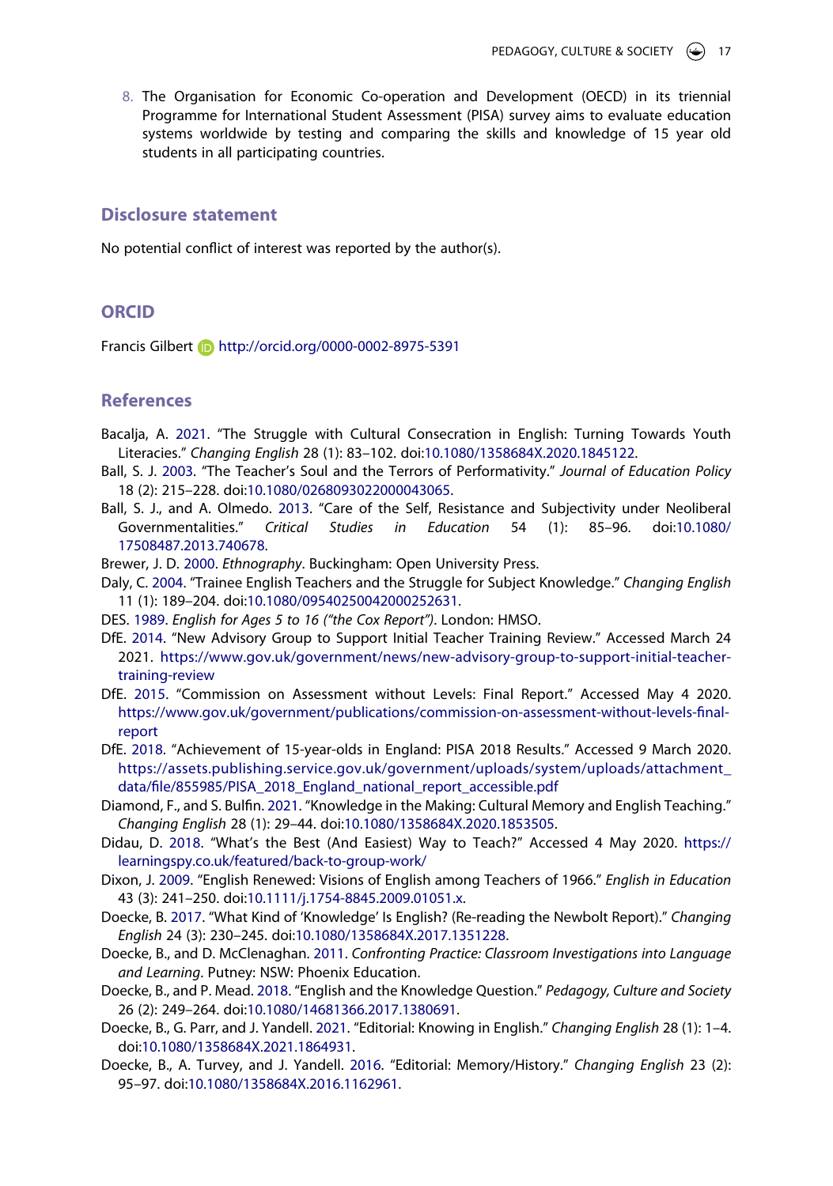8. The Organisation for Economic Co-operation and Development (OECD) in its triennial Programme for International Student Assessment (PISA) survey aims to evaluate education systems worldwide by testing and comparing the skills and knowledge of 15 year old students in all participating countries.

## Disclosure statement

No potential conflict of interest was reported by the author(s).

## ORCID

Francis Gilbert http://orcid.org/0000-0002-8975-5391

## References

Bacalja, A. 2021. "The Struggle with Cultural Consecration in English: Turning Towards Youth Literacies." *Changing English* 28 (1): 83–102. doi:10.1080/1358684X.2020.1845122.

Ball, S. J. 2003. "The Teacher's Soul and the Terrors of Performativity." *Journal of Education Policy* 18 (2): 215–228. doi:10.1080/0268093022000043065.

Ball, S. J., and A. Olmedo. 2013. "Care of the Self, Resistance and Subjectivity under Neoliberal Governmentalities." *Critical Studies in Education* 54 (1): 85–96. doi:10.1080/17508487.2013.740678.

Brewer, J. D. 2000. *Ethnography*. Buckingham: Open University Press.

Daly, C. 2004. "Trainee English Teachers and the Struggle for Subject Knowledge." *Changing English* 11 (1): 189–204. doi:10.1080/09540250042000252631.

DES. 1989. *English for Ages 5 to 16 ("the Cox Report")*. London: HMSO.

DfE. 2014. "New Advisory Group to Support Initial Teacher Training Review." Accessed March 24 2021. https://www.gov.uk/government/news/new-advisory-group-to-support-initial-teacher-training-review

DfE. 2015. "Commission on Assessment without Levels: Final Report." Accessed May 4 2020. https://www.gov.uk/government/publications/commission-on-assessment-without-levels-final-report

DfE. 2018. "Achievement of 15-year-olds in England: PISA 2018 Results." Accessed 9 March 2020. https://assets.publishing.service.gov.uk/government/uploads/system/uploads/attachment_data/file/855985/PISA_2018_England_national_report_accessible.pdf

Diamond, F., and S. Bulfin. 2021. "Knowledge in the Making: Cultural Memory and English Teaching." *Changing English* 28 (1): 29–44. doi:10.1080/1358684X.2020.1853505.

Didau, D. 2018. "What's the Best (And Easiest) Way to Teach?" Accessed 4 May 2020. https://learningspy.co.uk/featured/back-to-group-work/

Dixon, J. 2009. "English Renewed: Visions of English among Teachers of 1966." *English in Education* 43 (3): 241–250. doi:10.1111/j.1754-8845.2009.01051.x.

Doecke, B. 2017. "What Kind of 'Knowledge' Is English? (Re-reading the Newbolt Report)." *Changing English* 24 (3): 230–245. doi:10.1080/1358684X.2017.1351228.

Doecke, B., and D. McClenaghan. 2011. *Confronting Practice: Classroom Investigations into Language and Learning*. Putney: NSW: Phoenix Education.

Doecke, B., and P. Mead. 2018. "English and the Knowledge Question." *Pedagogy, Culture and Society* 26 (2): 249–264. doi:10.1080/14681366.2017.1380691.

Doecke, B., G. Parr, and J. Yandell. 2021. "Editorial: Knowing in English." *Changing English* 28 (1): 1–4. doi:10.1080/1358684X.2021.1864931.

Doecke, B., A. Turvey, and J. Yandell. 2016. "Editorial: Memory/History." *Changing English* 23 (2): 95–97. doi:10.1080/1358684X.2016.1162961.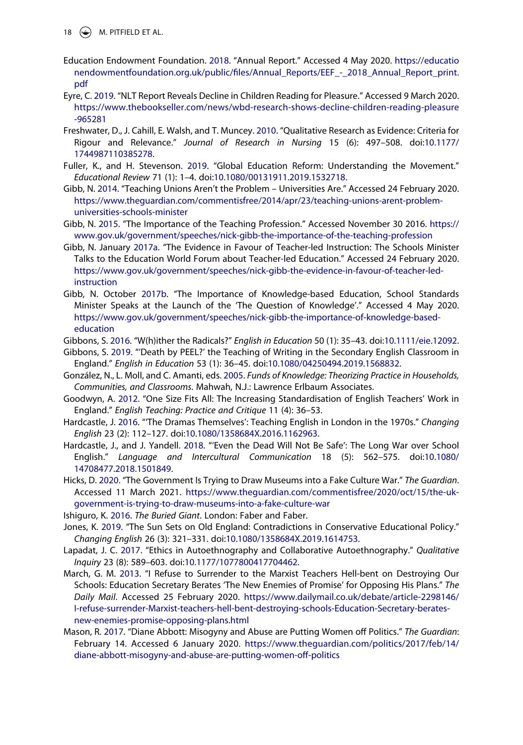Education Endowment Foundation. 2018. "Annual Report." Accessed 4 May 2020. https://educationendowmentfoundation.org.uk/public/files/Annual_Reports/EEF_-_2018_Annual_Report_print.pdf

Eyre, C. 2019. "NLT Report Reveals Decline in Children Reading for Pleasure." Accessed 9 March 2020. https://www.thebookseller.com/news/wbd-research-shows-decline-children-reading-pleasure-965281

Freshwater, D., J. Cahill, E. Walsh, and T. Muncey. 2010. "Qualitative Research as Evidence: Criteria for Rigour and Relevance." *Journal of Research in Nursing* 15 (6): 497–508. doi:10.1177/1744987110385278.

Fuller, K., and H. Stevenson. 2019. "Global Education Reform: Understanding the Movement." *Educational Review* 71 (1): 1–4. doi:10.1080/00131911.2019.1532718.

Gibb, N. 2014. "Teaching Unions Aren't the Problem – Universities Are." Accessed 24 February 2020. https://www.theguardian.com/commentisfree/2014/apr/23/teaching-unions-arent-problem-universities-schools-minister

Gibb, N. 2015. "The Importance of the Teaching Profession." Accessed November 30 2016. https://www.gov.uk/government/speeches/nick-gibb-the-importance-of-the-teaching-profession

Gibb, N. January 2017a. "The Evidence in Favour of Teacher-led Instruction: The Schools Minister Talks to the Education World Forum about Teacher-led Education." Accessed 24 February 2020. https://www.gov.uk/government/speeches/nick-gibb-the-evidence-in-favour-of-teacher-led-instruction

Gibb, N. October 2017b. "The Importance of Knowledge-based Education, School Standards Minister Speaks at the Launch of the 'The Question of Knowledge'." Accessed 4 May 2020. https://www.gov.uk/government/speeches/nick-gibb-the-importance-of-knowledge-based-education

Gibbons, S. 2016. "W(h)ither the Radicals?" *English in Education* 50 (1): 35–43. doi:10.1111/eie.12092.

Gibbons, S. 2019. "'Death by PEEL?' the Teaching of Writing in the Secondary English Classroom in England." *English in Education* 53 (1): 36–45. doi:10.1080/04250494.2019.1568832.

González, N., L. Moll, and C. Amanti, eds. 2005. *Funds of Knowledge: Theorizing Practice in Households, Communities, and Classrooms*. Mahwah, N.J.: Lawrence Erlbaum Associates.

Goodwyn, A. 2012. "One Size Fits All: The Increasing Standardisation of English Teachers' Work in England." *English Teaching: Practice and Critique* 11 (4): 36–53.

Hardcastle, J. 2016. "'The Dramas Themselves': Teaching English in London in the 1970s." *Changing English* 23 (2): 112–127. doi:10.1080/1358684X.2016.1162963.

Hardcastle, J., and J. Yandell. 2018. "'Even the Dead Will Not Be Safe': The Long War over School English." *Language and Intercultural Communication* 18 (5): 562–575. doi:10.1080/14708477.2018.1501849.

Hicks, D. 2020. "The Government Is Trying to Draw Museums into a Fake Culture War." *The Guardian*. Accessed 11 March 2021. https://www.theguardian.com/commentisfree/2020/oct/15/the-uk-government-is-trying-to-draw-museums-into-a-fake-culture-war

Ishiguro, K. 2016. *The Buried Giant*. London: Faber and Faber.

Jones, K. 2019. "The Sun Sets on Old England: Contradictions in Conservative Educational Policy." *Changing English* 26 (3): 321–331. doi:10.1080/1358684X.2019.1614753.

Lapadat, J. C. 2017. "Ethics in Autoethnography and Collaborative Autoethnography." *Qualitative Inquiry* 23 (8): 589–603. doi:10.1177/1077800417704462.

March, G. M. 2013. "I Refuse to Surrender to the Marxist Teachers Hell-bent on Destroying Our Schools: Education Secretary Berates 'The New Enemies of Promise' for Opposing His Plans." *The Daily Mail*. Accessed 25 February 2020. https://www.dailymail.co.uk/debate/article-2298146/I-refuse-surrender-Marxist-teachers-hell-bent-destroying-schools-Education-Secretary-berates-new-enemies-promise-opposing-plans.html

Mason, R. 2017. "Diane Abbott: Misogyny and Abuse are Putting Women off Politics." *The Guardian*: February 14. Accessed 6 January 2020. https://www.theguardian.com/politics/2017/feb/14/diane-abbott-misogyny-and-abuse-are-putting-women-off-politics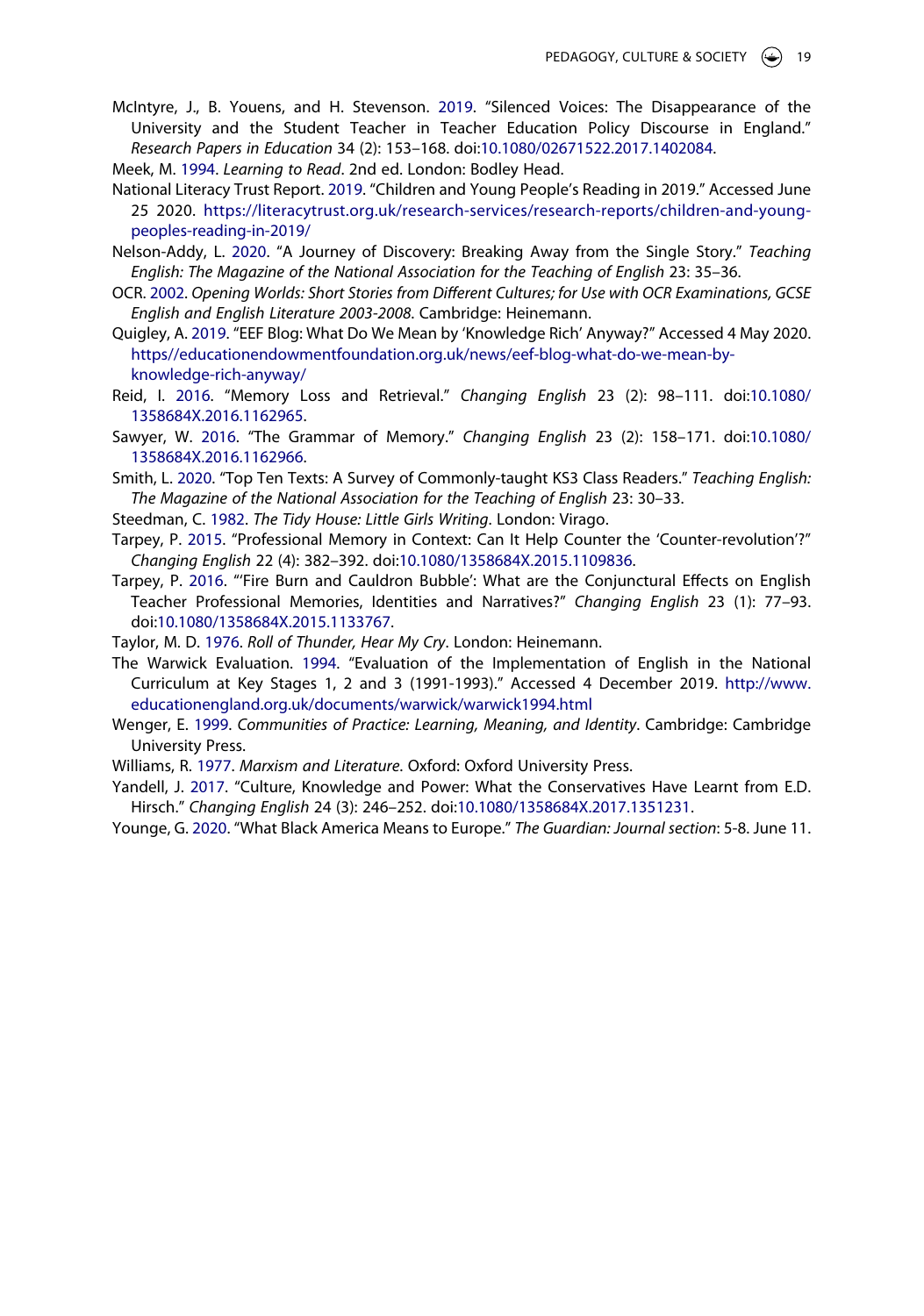McIntyre, J., B. Youens, and H. Stevenson. 2019. "Silenced Voices: The Disappearance of the University and the Student Teacher in Teacher Education Policy Discourse in England." *Research Papers in Education* 34 (2): 153–168. doi:10.1080/02671522.2017.1402084.

Meek, M. 1994. *Learning to Read*. 2nd ed. London: Bodley Head.

National Literacy Trust Report. 2019. "Children and Young People's Reading in 2019." Accessed June 25 2020. https://literacytrust.org.uk/research-services/research-reports/children-and-young-peoples-reading-in-2019/

Nelson-Addy, L. 2020. "A Journey of Discovery: Breaking Away from the Single Story." *Teaching English: The Magazine of the National Association for the Teaching of English* 23: 35–36.

OCR. 2002. *Opening Worlds: Short Stories from Different Cultures; for Use with OCR Examinations, GCSE English and English Literature 2003-2008*. Cambridge: Heinemann.

Quigley, A. 2019. "EEF Blog: What Do We Mean by 'Knowledge Rich' Anyway?" Accessed 4 May 2020. https//educationendowmentfoundation.org.uk/news/eef-blog-what-do-we-mean-by-knowledge-rich-anyway/

Reid, I. 2016. "Memory Loss and Retrieval." *Changing English* 23 (2): 98–111. doi:10.1080/1358684X.2016.1162965.

Sawyer, W. 2016. "The Grammar of Memory." *Changing English* 23 (2): 158–171. doi:10.1080/1358684X.2016.1162966.

Smith, L. 2020. "Top Ten Texts: A Survey of Commonly-taught KS3 Class Readers." *Teaching English: The Magazine of the National Association for the Teaching of English* 23: 30–33.

Steedman, C. 1982. *The Tidy House: Little Girls Writing*. London: Virago.

Tarpey, P. 2015. "Professional Memory in Context: Can It Help Counter the 'Counter-revolution'?" *Changing English* 22 (4): 382–392. doi:10.1080/1358684X.2015.1109836.

Tarpey, P. 2016. "'Fire Burn and Cauldron Bubble': What are the Conjunctural Effects on English Teacher Professional Memories, Identities and Narratives?" *Changing English* 23 (1): 77–93. doi:10.1080/1358684X.2015.1133767.

Taylor, M. D. 1976. *Roll of Thunder, Hear My Cry*. London: Heinemann.

The Warwick Evaluation. 1994. "Evaluation of the Implementation of English in the National Curriculum at Key Stages 1, 2 and 3 (1991-1993)." Accessed 4 December 2019. http://www.educationengland.org.uk/documents/warwick/warwick1994.html

Wenger, E. 1999. *Communities of Practice: Learning, Meaning, and Identity*. Cambridge: Cambridge University Press.

Williams, R. 1977. *Marxism and Literature*. Oxford: Oxford University Press.

Yandell, J. 2017. "Culture, Knowledge and Power: What the Conservatives Have Learnt from E.D. Hirsch." *Changing English* 24 (3): 246–252. doi:10.1080/1358684X.2017.1351231.

Younge, G. 2020. "What Black America Means to Europe." *The Guardian: Journal section*: 5-8. June 11.